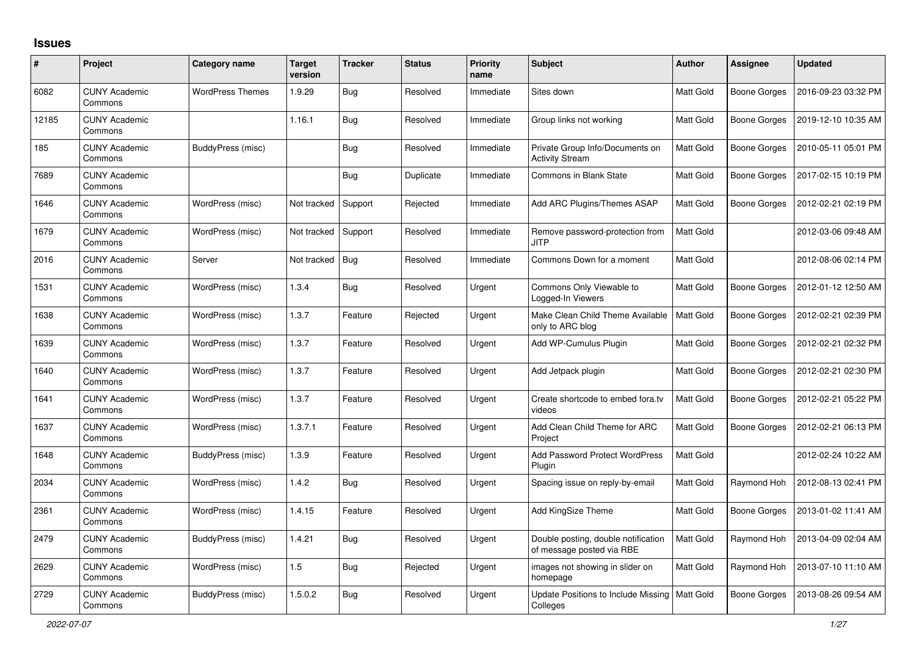## Issues

| # | Project | Category name | Target version | Tracker | Status | Priority name | Subject | Author | Assignee | Updated |
|---|---|---|---|---|---|---|---|---|---|---|
| 6082 | CUNY Academic Commons | WordPress Themes | 1.9.29 | Bug | Resolved | Immediate | Sites down | Matt Gold | Boone Gorges | 2016-09-23 03:32 PM |
| 12185 | CUNY Academic Commons | | 1.16.1 | Bug | Resolved | Immediate | Group links not working | Matt Gold | Boone Gorges | 2019-12-10 10:35 AM |
| 185 | CUNY Academic Commons | BuddyPress (misc) | | Bug | Resolved | Immediate | Private Group Info/Documents on Activity Stream | Matt Gold | Boone Gorges | 2010-05-11 05:01 PM |
| 7689 | CUNY Academic Commons | | | Bug | Duplicate | Immediate | Commons in Blank State | Matt Gold | Boone Gorges | 2017-02-15 10:19 PM |
| 1646 | CUNY Academic Commons | WordPress (misc) | Not tracked | Support | Rejected | Immediate | Add ARC Plugins/Themes ASAP | Matt Gold | Boone Gorges | 2012-02-21 02:19 PM |
| 1679 | CUNY Academic Commons | WordPress (misc) | Not tracked | Support | Resolved | Immediate | Remove password-protection from JITP | Matt Gold | | 2012-03-06 09:48 AM |
| 2016 | CUNY Academic Commons | Server | Not tracked | Bug | Resolved | Immediate | Commons Down for a moment | Matt Gold | | 2012-08-06 02:14 PM |
| 1531 | CUNY Academic Commons | WordPress (misc) | 1.3.4 | Bug | Resolved | Urgent | Commons Only Viewable to Logged-In Viewers | Matt Gold | Boone Gorges | 2012-01-12 12:50 AM |
| 1638 | CUNY Academic Commons | WordPress (misc) | 1.3.7 | Feature | Rejected | Urgent | Make Clean Child Theme Available only to ARC blog | Matt Gold | Boone Gorges | 2012-02-21 02:39 PM |
| 1639 | CUNY Academic Commons | WordPress (misc) | 1.3.7 | Feature | Resolved | Urgent | Add WP-Cumulus Plugin | Matt Gold | Boone Gorges | 2012-02-21 02:32 PM |
| 1640 | CUNY Academic Commons | WordPress (misc) | 1.3.7 | Feature | Resolved | Urgent | Add Jetpack plugin | Matt Gold | Boone Gorges | 2012-02-21 02:30 PM |
| 1641 | CUNY Academic Commons | WordPress (misc) | 1.3.7 | Feature | Resolved | Urgent | Create shortcode to embed fora.tv videos | Matt Gold | Boone Gorges | 2012-02-21 05:22 PM |
| 1637 | CUNY Academic Commons | WordPress (misc) | 1.3.7.1 | Feature | Resolved | Urgent | Add Clean Child Theme for ARC Project | Matt Gold | Boone Gorges | 2012-02-21 06:13 PM |
| 1648 | CUNY Academic Commons | BuddyPress (misc) | 1.3.9 | Feature | Resolved | Urgent | Add Password Protect WordPress Plugin | Matt Gold | | 2012-02-24 10:22 AM |
| 2034 | CUNY Academic Commons | WordPress (misc) | 1.4.2 | Bug | Resolved | Urgent | Spacing issue on reply-by-email | Matt Gold | Raymond Hoh | 2012-08-13 02:41 PM |
| 2361 | CUNY Academic Commons | WordPress (misc) | 1.4.15 | Feature | Resolved | Urgent | Add KingSize Theme | Matt Gold | Boone Gorges | 2013-01-02 11:41 AM |
| 2479 | CUNY Academic Commons | BuddyPress (misc) | 1.4.21 | Bug | Resolved | Urgent | Double posting, double notification of message posted via RBE | Matt Gold | Raymond Hoh | 2013-04-09 02:04 AM |
| 2629 | CUNY Academic Commons | WordPress (misc) | 1.5 | Bug | Rejected | Urgent | images not showing in slider on homepage | Matt Gold | Raymond Hoh | 2013-07-10 11:10 AM |
| 2729 | CUNY Academic Commons | BuddyPress (misc) | 1.5.0.2 | Bug | Resolved | Urgent | Update Positions to Include Missing Colleges | Matt Gold | Boone Gorges | 2013-08-26 09:54 AM |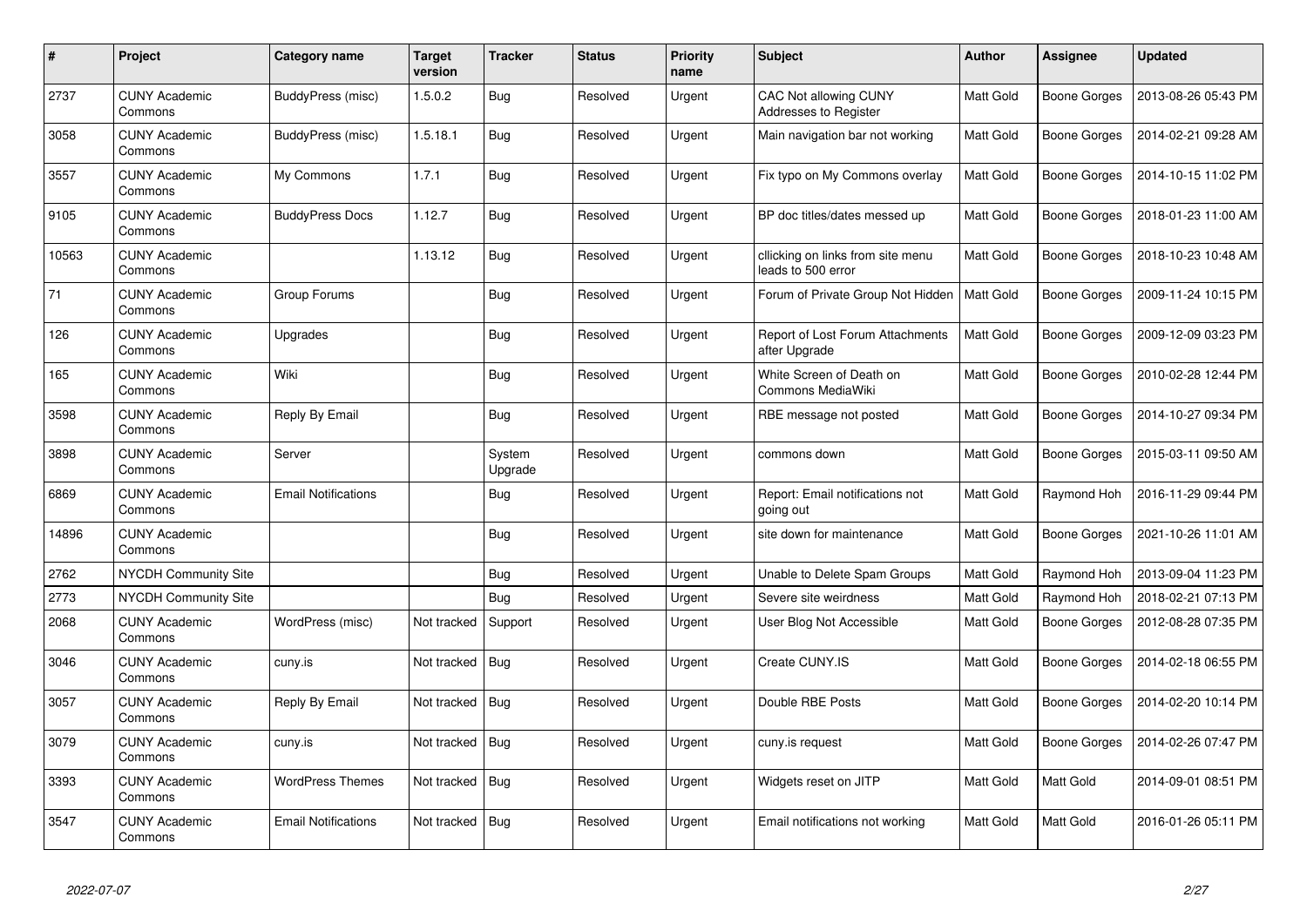| # | Project | Category name | Target version | Tracker | Status | Priority name | Subject | Author | Assignee | Updated |
|---|---|---|---|---|---|---|---|---|---|---|
| 2737 | CUNY Academic Commons | BuddyPress (misc) | 1.5.0.2 | Bug | Resolved | Urgent | CAC Not allowing CUNY Addresses to Register | Matt Gold | Boone Gorges | 2013-08-26 05:43 PM |
| 3058 | CUNY Academic Commons | BuddyPress (misc) | 1.5.18.1 | Bug | Resolved | Urgent | Main navigation bar not working | Matt Gold | Boone Gorges | 2014-02-21 09:28 AM |
| 3557 | CUNY Academic Commons | My Commons | 1.7.1 | Bug | Resolved | Urgent | Fix typo on My Commons overlay | Matt Gold | Boone Gorges | 2014-10-15 11:02 PM |
| 9105 | CUNY Academic Commons | BuddyPress Docs | 1.12.7 | Bug | Resolved | Urgent | BP doc titles/dates messed up | Matt Gold | Boone Gorges | 2018-01-23 11:00 AM |
| 10563 | CUNY Academic Commons | | 1.13.12 | Bug | Resolved | Urgent | cllicking on links from site menu leads to 500 error | Matt Gold | Boone Gorges | 2018-10-23 10:48 AM |
| 71 | CUNY Academic Commons | Group Forums | | Bug | Resolved | Urgent | Forum of Private Group Not Hidden | Matt Gold | Boone Gorges | 2009-11-24 10:15 PM |
| 126 | CUNY Academic Commons | Upgrades | | Bug | Resolved | Urgent | Report of Lost Forum Attachments after Upgrade | Matt Gold | Boone Gorges | 2009-12-09 03:23 PM |
| 165 | CUNY Academic Commons | Wiki | | Bug | Resolved | Urgent | White Screen of Death on Commons MediaWiki | Matt Gold | Boone Gorges | 2010-02-28 12:44 PM |
| 3598 | CUNY Academic Commons | Reply By Email | | Bug | Resolved | Urgent | RBE message not posted | Matt Gold | Boone Gorges | 2014-10-27 09:34 PM |
| 3898 | CUNY Academic Commons | Server | | System Upgrade | Resolved | Urgent | commons down | Matt Gold | Boone Gorges | 2015-03-11 09:50 AM |
| 6869 | CUNY Academic Commons | Email Notifications | | Bug | Resolved | Urgent | Report: Email notifications not going out | Matt Gold | Raymond Hoh | 2016-11-29 09:44 PM |
| 14896 | CUNY Academic Commons | | | Bug | Resolved | Urgent | site down for maintenance | Matt Gold | Boone Gorges | 2021-10-26 11:01 AM |
| 2762 | NYCDH Community Site | | | Bug | Resolved | Urgent | Unable to Delete Spam Groups | Matt Gold | Raymond Hoh | 2013-09-04 11:23 PM |
| 2773 | NYCDH Community Site | | | Bug | Resolved | Urgent | Severe site weirdness | Matt Gold | Raymond Hoh | 2018-02-21 07:13 PM |
| 2068 | CUNY Academic Commons | WordPress (misc) | Not tracked | Support | Resolved | Urgent | User Blog Not Accessible | Matt Gold | Boone Gorges | 2012-08-28 07:35 PM |
| 3046 | CUNY Academic Commons | cuny.is | Not tracked | Bug | Resolved | Urgent | Create CUNY.IS | Matt Gold | Boone Gorges | 2014-02-18 06:55 PM |
| 3057 | CUNY Academic Commons | Reply By Email | Not tracked | Bug | Resolved | Urgent | Double RBE Posts | Matt Gold | Boone Gorges | 2014-02-20 10:14 PM |
| 3079 | CUNY Academic Commons | cuny.is | Not tracked | Bug | Resolved | Urgent | cuny.is request | Matt Gold | Boone Gorges | 2014-02-26 07:47 PM |
| 3393 | CUNY Academic Commons | WordPress Themes | Not tracked | Bug | Resolved | Urgent | Widgets reset on JITP | Matt Gold | Matt Gold | 2014-09-01 08:51 PM |
| 3547 | CUNY Academic Commons | Email Notifications | Not tracked | Bug | Resolved | Urgent | Email notifications not working | Matt Gold | Matt Gold | 2016-01-26 05:11 PM |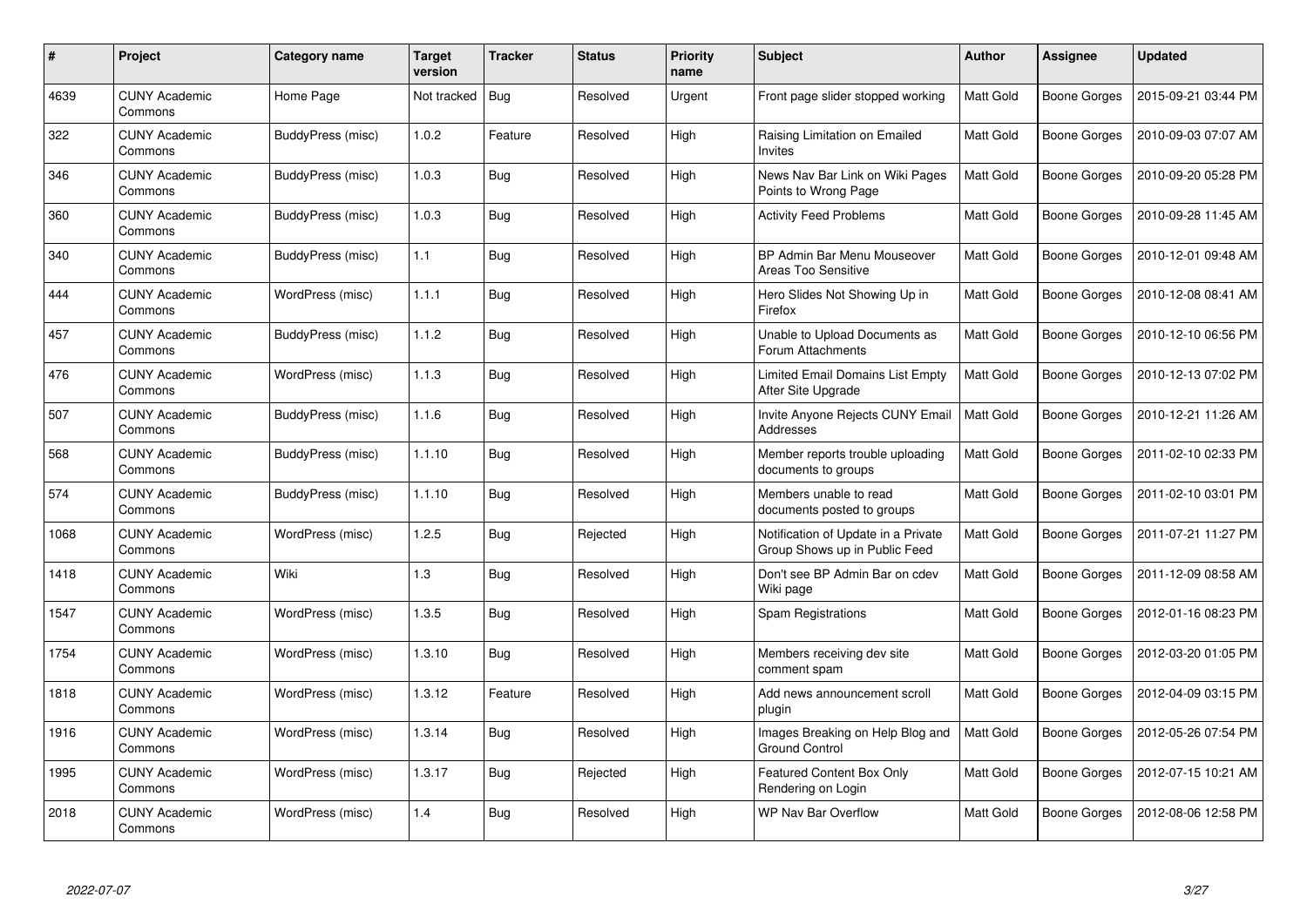| # | Project | Category name | Target version | Tracker | Status | Priority name | Subject | Author | Assignee | Updated |
|---|---|---|---|---|---|---|---|---|---|---|
| 4639 | CUNY Academic Commons | Home Page | Not tracked | Bug | Resolved | Urgent | Front page slider stopped working | Matt Gold | Boone Gorges | 2015-09-21 03:44 PM |
| 322 | CUNY Academic Commons | BuddyPress (misc) | 1.0.2 | Feature | Resolved | High | Raising Limitation on Emailed Invites | Matt Gold | Boone Gorges | 2010-09-03 07:07 AM |
| 346 | CUNY Academic Commons | BuddyPress (misc) | 1.0.3 | Bug | Resolved | High | News Nav Bar Link on Wiki Pages Points to Wrong Page | Matt Gold | Boone Gorges | 2010-09-20 05:28 PM |
| 360 | CUNY Academic Commons | BuddyPress (misc) | 1.0.3 | Bug | Resolved | High | Activity Feed Problems | Matt Gold | Boone Gorges | 2010-09-28 11:45 AM |
| 340 | CUNY Academic Commons | BuddyPress (misc) | 1.1 | Bug | Resolved | High | BP Admin Bar Menu Mouseover Areas Too Sensitive | Matt Gold | Boone Gorges | 2010-12-01 09:48 AM |
| 444 | CUNY Academic Commons | WordPress (misc) | 1.1.1 | Bug | Resolved | High | Hero Slides Not Showing Up in Firefox | Matt Gold | Boone Gorges | 2010-12-08 08:41 AM |
| 457 | CUNY Academic Commons | BuddyPress (misc) | 1.1.2 | Bug | Resolved | High | Unable to Upload Documents as Forum Attachments | Matt Gold | Boone Gorges | 2010-12-10 06:56 PM |
| 476 | CUNY Academic Commons | WordPress (misc) | 1.1.3 | Bug | Resolved | High | Limited Email Domains List Empty After Site Upgrade | Matt Gold | Boone Gorges | 2010-12-13 07:02 PM |
| 507 | CUNY Academic Commons | BuddyPress (misc) | 1.1.6 | Bug | Resolved | High | Invite Anyone Rejects CUNY Email Addresses | Matt Gold | Boone Gorges | 2010-12-21 11:26 AM |
| 568 | CUNY Academic Commons | BuddyPress (misc) | 1.1.10 | Bug | Resolved | High | Member reports trouble uploading documents to groups | Matt Gold | Boone Gorges | 2011-02-10 02:33 PM |
| 574 | CUNY Academic Commons | BuddyPress (misc) | 1.1.10 | Bug | Resolved | High | Members unable to read documents posted to groups | Matt Gold | Boone Gorges | 2011-02-10 03:01 PM |
| 1068 | CUNY Academic Commons | WordPress (misc) | 1.2.5 | Bug | Rejected | High | Notification of Update in a Private Group Shows up in Public Feed | Matt Gold | Boone Gorges | 2011-07-21 11:27 PM |
| 1418 | CUNY Academic Commons | Wiki | 1.3 | Bug | Resolved | High | Don't see BP Admin Bar on cdev Wiki page | Matt Gold | Boone Gorges | 2011-12-09 08:58 AM |
| 1547 | CUNY Academic Commons | WordPress (misc) | 1.3.5 | Bug | Resolved | High | Spam Registrations | Matt Gold | Boone Gorges | 2012-01-16 08:23 PM |
| 1754 | CUNY Academic Commons | WordPress (misc) | 1.3.10 | Bug | Resolved | High | Members receiving dev site comment spam | Matt Gold | Boone Gorges | 2012-03-20 01:05 PM |
| 1818 | CUNY Academic Commons | WordPress (misc) | 1.3.12 | Feature | Resolved | High | Add news announcement scroll plugin | Matt Gold | Boone Gorges | 2012-04-09 03:15 PM |
| 1916 | CUNY Academic Commons | WordPress (misc) | 1.3.14 | Bug | Resolved | High | Images Breaking on Help Blog and Ground Control | Matt Gold | Boone Gorges | 2012-05-26 07:54 PM |
| 1995 | CUNY Academic Commons | WordPress (misc) | 1.3.17 | Bug | Rejected | High | Featured Content Box Only Rendering on Login | Matt Gold | Boone Gorges | 2012-07-15 10:21 AM |
| 2018 | CUNY Academic Commons | WordPress (misc) | 1.4 | Bug | Resolved | High | WP Nav Bar Overflow | Matt Gold | Boone Gorges | 2012-08-06 12:58 PM |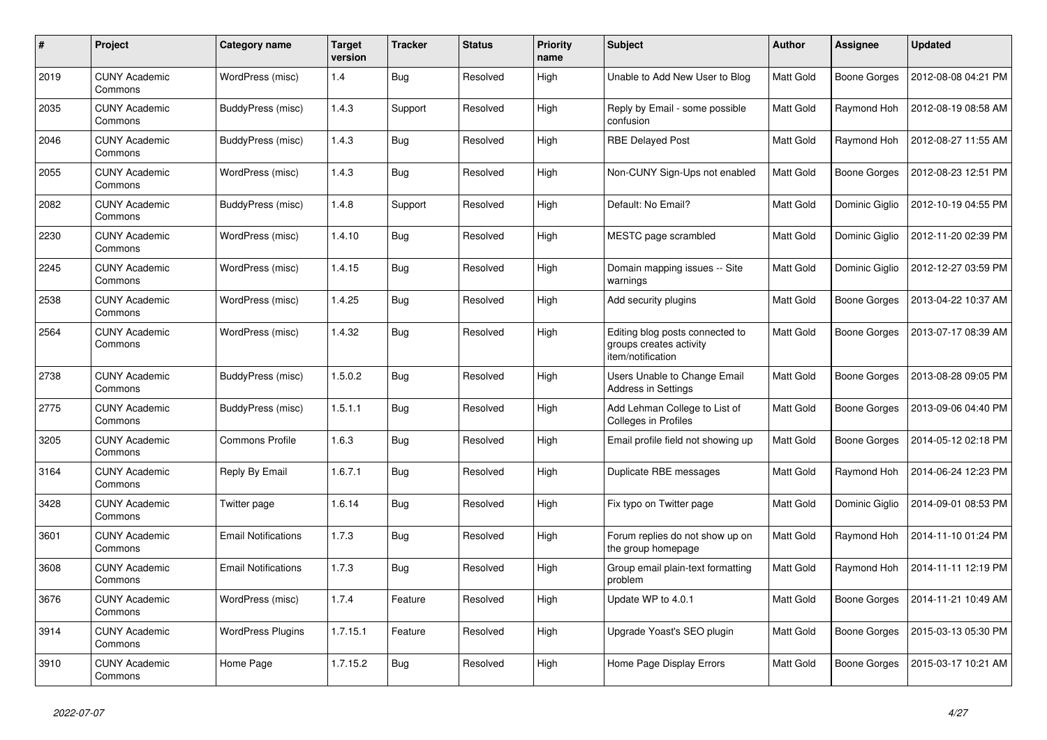| # | Project | Category name | Target version | Tracker | Status | Priority name | Subject | Author | Assignee | Updated |
|---|---|---|---|---|---|---|---|---|---|---|
| 2019 | CUNY Academic Commons | WordPress (misc) | 1.4 | Bug | Resolved | High | Unable to Add New User to Blog | Matt Gold | Boone Gorges | 2012-08-08 04:21 PM |
| 2035 | CUNY Academic Commons | BuddyPress (misc) | 1.4.3 | Support | Resolved | High | Reply by Email - some possible confusion | Matt Gold | Raymond Hoh | 2012-08-19 08:58 AM |
| 2046 | CUNY Academic Commons | BuddyPress (misc) | 1.4.3 | Bug | Resolved | High | RBE Delayed Post | Matt Gold | Raymond Hoh | 2012-08-27 11:55 AM |
| 2055 | CUNY Academic Commons | WordPress (misc) | 1.4.3 | Bug | Resolved | High | Non-CUNY Sign-Ups not enabled | Matt Gold | Boone Gorges | 2012-08-23 12:51 PM |
| 2082 | CUNY Academic Commons | BuddyPress (misc) | 1.4.8 | Support | Resolved | High | Default: No Email? | Matt Gold | Dominic Giglio | 2012-10-19 04:55 PM |
| 2230 | CUNY Academic Commons | WordPress (misc) | 1.4.10 | Bug | Resolved | High | MESTC page scrambled | Matt Gold | Dominic Giglio | 2012-11-20 02:39 PM |
| 2245 | CUNY Academic Commons | WordPress (misc) | 1.4.15 | Bug | Resolved | High | Domain mapping issues -- Site warnings | Matt Gold | Dominic Giglio | 2012-12-27 03:59 PM |
| 2538 | CUNY Academic Commons | WordPress (misc) | 1.4.25 | Bug | Resolved | High | Add security plugins | Matt Gold | Boone Gorges | 2013-04-22 10:37 AM |
| 2564 | CUNY Academic Commons | WordPress (misc) | 1.4.32 | Bug | Resolved | High | Editing blog posts connected to groups creates activity item/notification | Matt Gold | Boone Gorges | 2013-07-17 08:39 AM |
| 2738 | CUNY Academic Commons | BuddyPress (misc) | 1.5.0.2 | Bug | Resolved | High | Users Unable to Change Email Address in Settings | Matt Gold | Boone Gorges | 2013-08-28 09:05 PM |
| 2775 | CUNY Academic Commons | BuddyPress (misc) | 1.5.1.1 | Bug | Resolved | High | Add Lehman College to List of Colleges in Profiles | Matt Gold | Boone Gorges | 2013-09-06 04:40 PM |
| 3205 | CUNY Academic Commons | Commons Profile | 1.6.3 | Bug | Resolved | High | Email profile field not showing up | Matt Gold | Boone Gorges | 2014-05-12 02:18 PM |
| 3164 | CUNY Academic Commons | Reply By Email | 1.6.7.1 | Bug | Resolved | High | Duplicate RBE messages | Matt Gold | Raymond Hoh | 2014-06-24 12:23 PM |
| 3428 | CUNY Academic Commons | Twitter page | 1.6.14 | Bug | Resolved | High | Fix typo on Twitter page | Matt Gold | Dominic Giglio | 2014-09-01 08:53 PM |
| 3601 | CUNY Academic Commons | Email Notifications | 1.7.3 | Bug | Resolved | High | Forum replies do not show up on the group homepage | Matt Gold | Raymond Hoh | 2014-11-10 01:24 PM |
| 3608 | CUNY Academic Commons | Email Notifications | 1.7.3 | Bug | Resolved | High | Group email plain-text formatting problem | Matt Gold | Raymond Hoh | 2014-11-11 12:19 PM |
| 3676 | CUNY Academic Commons | WordPress (misc) | 1.7.4 | Feature | Resolved | High | Update WP to 4.0.1 | Matt Gold | Boone Gorges | 2014-11-21 10:49 AM |
| 3914 | CUNY Academic Commons | WordPress Plugins | 1.7.15.1 | Feature | Resolved | High | Upgrade Yoast's SEO plugin | Matt Gold | Boone Gorges | 2015-03-13 05:30 PM |
| 3910 | CUNY Academic Commons | Home Page | 1.7.15.2 | Bug | Resolved | High | Home Page Display Errors | Matt Gold | Boone Gorges | 2015-03-17 10:21 AM |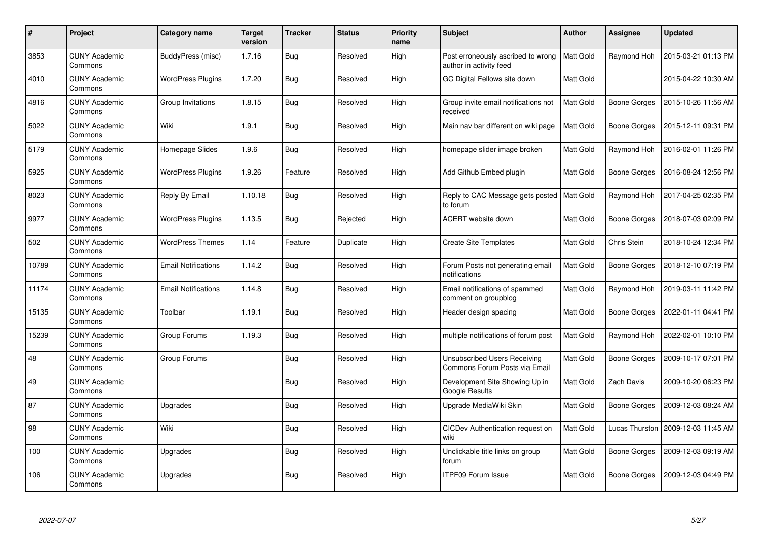| # | Project | Category name | Target version | Tracker | Status | Priority name | Subject | Author | Assignee | Updated |
|---|---|---|---|---|---|---|---|---|---|---|
| 3853 | CUNY Academic Commons | BuddyPress (misc) | 1.7.16 | Bug | Resolved | High | Post erroneously ascribed to wrong author in activity feed | Matt Gold | Raymond Hoh | 2015-03-21 01:13 PM |
| 4010 | CUNY Academic Commons | WordPress Plugins | 1.7.20 | Bug | Resolved | High | GC Digital Fellows site down | Matt Gold | | 2015-04-22 10:30 AM |
| 4816 | CUNY Academic Commons | Group Invitations | 1.8.15 | Bug | Resolved | High | Group invite email notifications not received | Matt Gold | Boone Gorges | 2015-10-26 11:56 AM |
| 5022 | CUNY Academic Commons | Wiki | 1.9.1 | Bug | Resolved | High | Main nav bar different on wiki page | Matt Gold | Boone Gorges | 2015-12-11 09:31 PM |
| 5179 | CUNY Academic Commons | Homepage Slides | 1.9.6 | Bug | Resolved | High | homepage slider image broken | Matt Gold | Raymond Hoh | 2016-02-01 11:26 PM |
| 5925 | CUNY Academic Commons | WordPress Plugins | 1.9.26 | Feature | Resolved | High | Add Github Embed plugin | Matt Gold | Boone Gorges | 2016-08-24 12:56 PM |
| 8023 | CUNY Academic Commons | Reply By Email | 1.10.18 | Bug | Resolved | High | Reply to CAC Message gets posted to forum | Matt Gold | Raymond Hoh | 2017-04-25 02:35 PM |
| 9977 | CUNY Academic Commons | WordPress Plugins | 1.13.5 | Bug | Rejected | High | ACERT website down | Matt Gold | Boone Gorges | 2018-07-03 02:09 PM |
| 502 | CUNY Academic Commons | WordPress Themes | 1.14 | Feature | Duplicate | High | Create Site Templates | Matt Gold | Chris Stein | 2018-10-24 12:34 PM |
| 10789 | CUNY Academic Commons | Email Notifications | 1.14.2 | Bug | Resolved | High | Forum Posts not generating email notifications | Matt Gold | Boone Gorges | 2018-12-10 07:19 PM |
| 11174 | CUNY Academic Commons | Email Notifications | 1.14.8 | Bug | Resolved | High | Email notifications of spammed comment on groupblog | Matt Gold | Raymond Hoh | 2019-03-11 11:42 PM |
| 15135 | CUNY Academic Commons | Toolbar | 1.19.1 | Bug | Resolved | High | Header design spacing | Matt Gold | Boone Gorges | 2022-01-11 04:41 PM |
| 15239 | CUNY Academic Commons | Group Forums | 1.19.3 | Bug | Resolved | High | multiple notifications of forum post | Matt Gold | Raymond Hoh | 2022-02-01 10:10 PM |
| 48 | CUNY Academic Commons | Group Forums | | Bug | Resolved | High | Unsubscribed Users Receiving Commons Forum Posts via Email | Matt Gold | Boone Gorges | 2009-10-17 07:01 PM |
| 49 | CUNY Academic Commons | | | Bug | Resolved | High | Development Site Showing Up in Google Results | Matt Gold | Zach Davis | 2009-10-20 06:23 PM |
| 87 | CUNY Academic Commons | Upgrades | | Bug | Resolved | High | Upgrade MediaWiki Skin | Matt Gold | Boone Gorges | 2009-12-03 08:24 AM |
| 98 | CUNY Academic Commons | Wiki | | Bug | Resolved | High | CICDev Authentication request on wiki | Matt Gold | Lucas Thurston | 2009-12-03 11:45 AM |
| 100 | CUNY Academic Commons | Upgrades | | Bug | Resolved | High | Unclickable title links on group forum | Matt Gold | Boone Gorges | 2009-12-03 09:19 AM |
| 106 | CUNY Academic Commons | Upgrades | | Bug | Resolved | High | ITPF09 Forum Issue | Matt Gold | Boone Gorges | 2009-12-03 04:49 PM |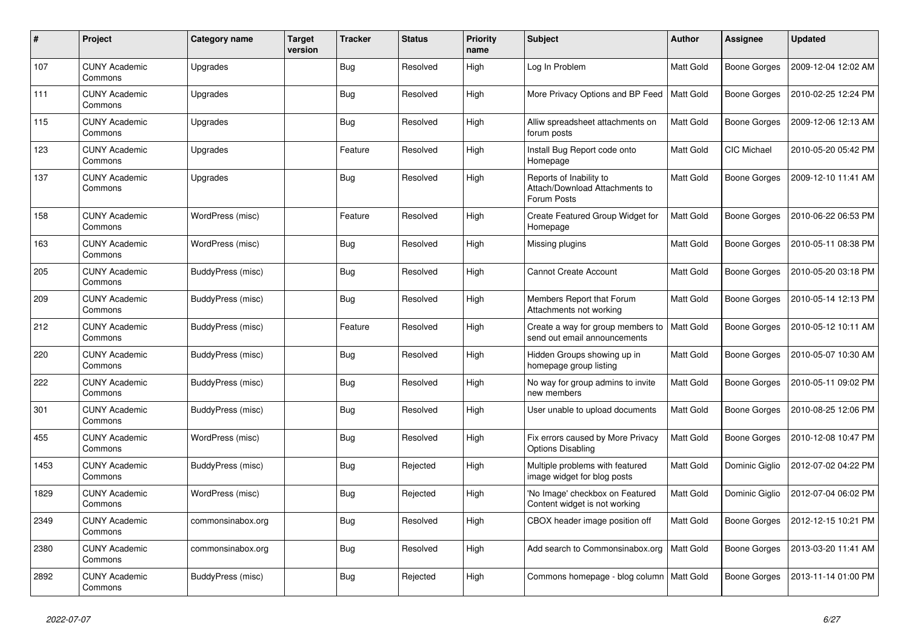| # | Project | Category name | Target version | Tracker | Status | Priority name | Subject | Author | Assignee | Updated |
|---|---|---|---|---|---|---|---|---|---|---|
| 107 | CUNY Academic Commons | Upgrades | | Bug | Resolved | High | Log In Problem | Matt Gold | Boone Gorges | 2009-12-04 12:02 AM |
| 111 | CUNY Academic Commons | Upgrades | | Bug | Resolved | High | More Privacy Options and BP Feed | Matt Gold | Boone Gorges | 2010-02-25 12:24 PM |
| 115 | CUNY Academic Commons | Upgrades | | Bug | Resolved | High | Alliw spreadsheet attachments on forum posts | Matt Gold | Boone Gorges | 2009-12-06 12:13 AM |
| 123 | CUNY Academic Commons | Upgrades | | Feature | Resolved | High | Install Bug Report code onto Homepage | Matt Gold | CIC Michael | 2010-05-20 05:42 PM |
| 137 | CUNY Academic Commons | Upgrades | | Bug | Resolved | High | Reports of Inability to Attach/Download Attachments to Forum Posts | Matt Gold | Boone Gorges | 2009-12-10 11:41 AM |
| 158 | CUNY Academic Commons | WordPress (misc) | | Feature | Resolved | High | Create Featured Group Widget for Homepage | Matt Gold | Boone Gorges | 2010-06-22 06:53 PM |
| 163 | CUNY Academic Commons | WordPress (misc) | | Bug | Resolved | High | Missing plugins | Matt Gold | Boone Gorges | 2010-05-11 08:38 PM |
| 205 | CUNY Academic Commons | BuddyPress (misc) | | Bug | Resolved | High | Cannot Create Account | Matt Gold | Boone Gorges | 2010-05-20 03:18 PM |
| 209 | CUNY Academic Commons | BuddyPress (misc) | | Bug | Resolved | High | Members Report that Forum Attachments not working | Matt Gold | Boone Gorges | 2010-05-14 12:13 PM |
| 212 | CUNY Academic Commons | BuddyPress (misc) | | Feature | Resolved | High | Create a way for group members to send out email announcements | Matt Gold | Boone Gorges | 2010-05-12 10:11 AM |
| 220 | CUNY Academic Commons | BuddyPress (misc) | | Bug | Resolved | High | Hidden Groups showing up in homepage group listing | Matt Gold | Boone Gorges | 2010-05-07 10:30 AM |
| 222 | CUNY Academic Commons | BuddyPress (misc) | | Bug | Resolved | High | No way for group admins to invite new members | Matt Gold | Boone Gorges | 2010-05-11 09:02 PM |
| 301 | CUNY Academic Commons | BuddyPress (misc) | | Bug | Resolved | High | User unable to upload documents | Matt Gold | Boone Gorges | 2010-08-25 12:06 PM |
| 455 | CUNY Academic Commons | WordPress (misc) | | Bug | Resolved | High | Fix errors caused by More Privacy Options Disabling | Matt Gold | Boone Gorges | 2010-12-08 10:47 PM |
| 1453 | CUNY Academic Commons | BuddyPress (misc) | | Bug | Rejected | High | Multiple problems with featured image widget for blog posts | Matt Gold | Dominic Giglio | 2012-07-02 04:22 PM |
| 1829 | CUNY Academic Commons | WordPress (misc) | | Bug | Rejected | High | 'No Image' checkbox on Featured Content widget is not working | Matt Gold | Dominic Giglio | 2012-07-04 06:02 PM |
| 2349 | CUNY Academic Commons | commonsinabox.org | | Bug | Resolved | High | CBOX header image position off | Matt Gold | Boone Gorges | 2012-12-15 10:21 PM |
| 2380 | CUNY Academic Commons | commonsinabox.org | | Bug | Resolved | High | Add search to Commonsinabox.org | Matt Gold | Boone Gorges | 2013-03-20 11:41 AM |
| 2892 | CUNY Academic Commons | BuddyPress (misc) | | Bug | Rejected | High | Commons homepage - blog column | Matt Gold | Boone Gorges | 2013-11-14 01:00 PM |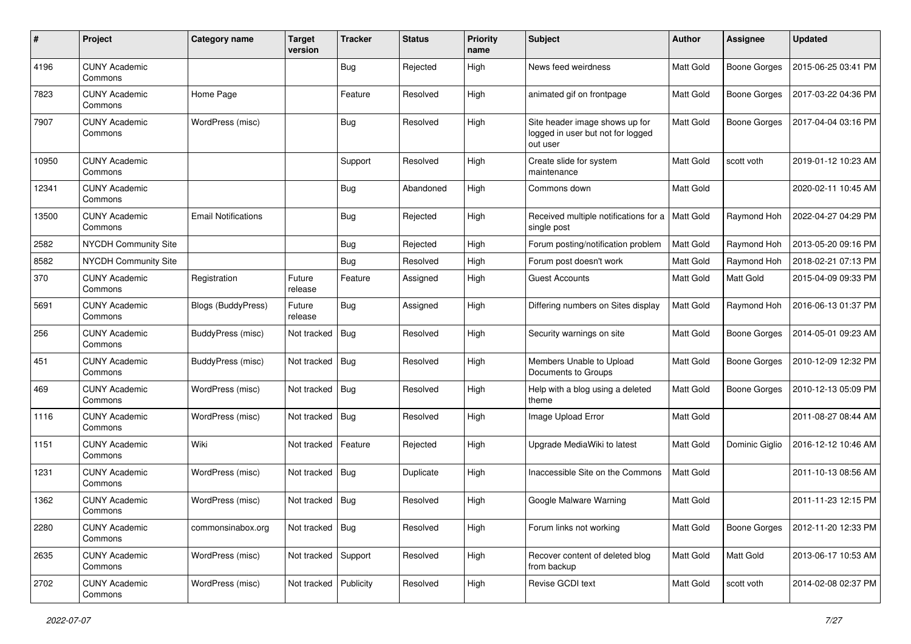| # | Project | Category name | Target version | Tracker | Status | Priority name | Subject | Author | Assignee | Updated |
|---|---|---|---|---|---|---|---|---|---|---|
| 4196 | CUNY Academic Commons | | | Bug | Rejected | High | News feed weirdness | Matt Gold | Boone Gorges | 2015-06-25 03:41 PM |
| 7823 | CUNY Academic Commons | Home Page | | Feature | Resolved | High | animated gif on frontpage | Matt Gold | Boone Gorges | 2017-03-22 04:36 PM |
| 7907 | CUNY Academic Commons | WordPress (misc) | | Bug | Resolved | High | Site header image shows up for logged in user but not for logged out user | Matt Gold | Boone Gorges | 2017-04-04 03:16 PM |
| 10950 | CUNY Academic Commons | | | Support | Resolved | High | Create slide for system maintenance | Matt Gold | scott voth | 2019-01-12 10:23 AM |
| 12341 | CUNY Academic Commons | | | Bug | Abandoned | High | Commons down | Matt Gold | | 2020-02-11 10:45 AM |
| 13500 | CUNY Academic Commons | Email Notifications | | Bug | Rejected | High | Received multiple notifications for a single post | Matt Gold | Raymond Hoh | 2022-04-27 04:29 PM |
| 2582 | NYCDH Community Site | | | Bug | Rejected | High | Forum posting/notification problem | Matt Gold | Raymond Hoh | 2013-05-20 09:16 PM |
| 8582 | NYCDH Community Site | | | Bug | Resolved | High | Forum post doesn't work | Matt Gold | Raymond Hoh | 2018-02-21 07:13 PM |
| 370 | CUNY Academic Commons | Registration | Future release | Feature | Assigned | High | Guest Accounts | Matt Gold | Matt Gold | 2015-04-09 09:33 PM |
| 5691 | CUNY Academic Commons | Blogs (BuddyPress) | Future release | Bug | Assigned | High | Differing numbers on Sites display | Matt Gold | Raymond Hoh | 2016-06-13 01:37 PM |
| 256 | CUNY Academic Commons | BuddyPress (misc) | Not tracked | Bug | Resolved | High | Security warnings on site | Matt Gold | Boone Gorges | 2014-05-01 09:23 AM |
| 451 | CUNY Academic Commons | BuddyPress (misc) | Not tracked | Bug | Resolved | High | Members Unable to Upload Documents to Groups | Matt Gold | Boone Gorges | 2010-12-09 12:32 PM |
| 469 | CUNY Academic Commons | WordPress (misc) | Not tracked | Bug | Resolved | High | Help with a blog using a deleted theme | Matt Gold | Boone Gorges | 2010-12-13 05:09 PM |
| 1116 | CUNY Academic Commons | WordPress (misc) | Not tracked | Bug | Resolved | High | Image Upload Error | Matt Gold | | 2011-08-27 08:44 AM |
| 1151 | CUNY Academic Commons | Wiki | Not tracked | Feature | Rejected | High | Upgrade MediaWiki to latest | Matt Gold | Dominic Giglio | 2016-12-12 10:46 AM |
| 1231 | CUNY Academic Commons | WordPress (misc) | Not tracked | Bug | Duplicate | High | Inaccessible Site on the Commons | Matt Gold | | 2011-10-13 08:56 AM |
| 1362 | CUNY Academic Commons | WordPress (misc) | Not tracked | Bug | Resolved | High | Google Malware Warning | Matt Gold | | 2011-11-23 12:15 PM |
| 2280 | CUNY Academic Commons | commonsinabox.org | Not tracked | Bug | Resolved | High | Forum links not working | Matt Gold | Boone Gorges | 2012-11-20 12:33 PM |
| 2635 | CUNY Academic Commons | WordPress (misc) | Not tracked | Support | Resolved | High | Recover content of deleted blog from backup | Matt Gold | Matt Gold | 2013-06-17 10:53 AM |
| 2702 | CUNY Academic Commons | WordPress (misc) | Not tracked | Publicity | Resolved | High | Revise GCDI text | Matt Gold | scott voth | 2014-02-08 02:37 PM |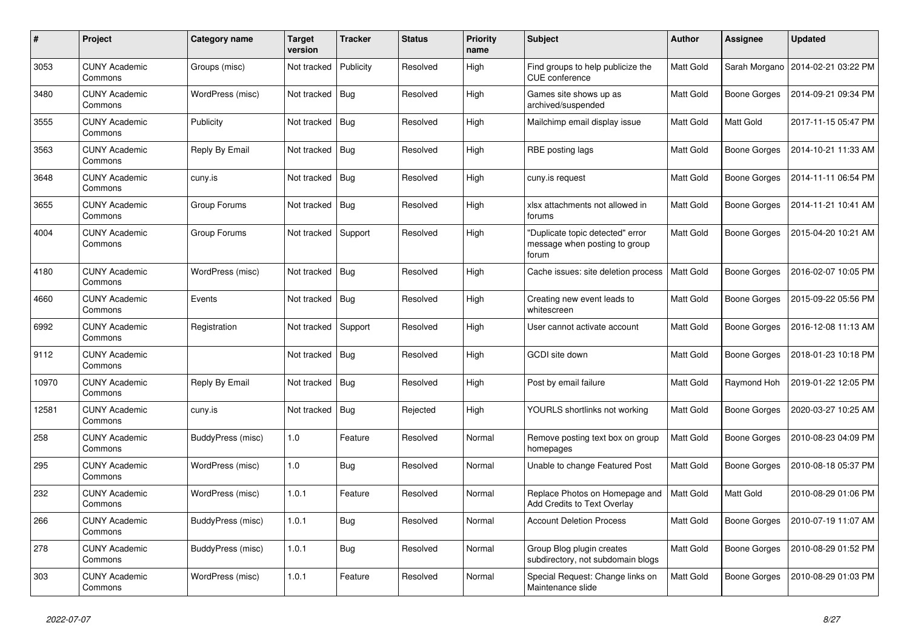| # | Project | Category name | Target version | Tracker | Status | Priority name | Subject | Author | Assignee | Updated |
|---|---|---|---|---|---|---|---|---|---|---|
| 3053 | CUNY Academic Commons | Groups (misc) | Not tracked | Publicity | Resolved | High | Find groups to help publicize the CUE conference | Matt Gold | Sarah Morgano | 2014-02-21 03:22 PM |
| 3480 | CUNY Academic Commons | WordPress (misc) | Not tracked | Bug | Resolved | High | Games site shows up as archived/suspended | Matt Gold | Boone Gorges | 2014-09-21 09:34 PM |
| 3555 | CUNY Academic Commons | Publicity | Not tracked | Bug | Resolved | High | Mailchimp email display issue | Matt Gold | Matt Gold | 2017-11-15 05:47 PM |
| 3563 | CUNY Academic Commons | Reply By Email | Not tracked | Bug | Resolved | High | RBE posting lags | Matt Gold | Boone Gorges | 2014-10-21 11:33 AM |
| 3648 | CUNY Academic Commons | cuny.is | Not tracked | Bug | Resolved | High | cuny.is request | Matt Gold | Boone Gorges | 2014-11-11 06:54 PM |
| 3655 | CUNY Academic Commons | Group Forums | Not tracked | Bug | Resolved | High | xlsx attachments not allowed in forums | Matt Gold | Boone Gorges | 2014-11-21 10:41 AM |
| 4004 | CUNY Academic Commons | Group Forums | Not tracked | Support | Resolved | High | "Duplicate topic detected" error message when posting to group forum | Matt Gold | Boone Gorges | 2015-04-20 10:21 AM |
| 4180 | CUNY Academic Commons | WordPress (misc) | Not tracked | Bug | Resolved | High | Cache issues: site deletion process | Matt Gold | Boone Gorges | 2016-02-07 10:05 PM |
| 4660 | CUNY Academic Commons | Events | Not tracked | Bug | Resolved | High | Creating new event leads to whitescreen | Matt Gold | Boone Gorges | 2015-09-22 05:56 PM |
| 6992 | CUNY Academic Commons | Registration | Not tracked | Support | Resolved | High | User cannot activate account | Matt Gold | Boone Gorges | 2016-12-08 11:13 AM |
| 9112 | CUNY Academic Commons | | Not tracked | Bug | Resolved | High | GCDI site down | Matt Gold | Boone Gorges | 2018-01-23 10:18 PM |
| 10970 | CUNY Academic Commons | Reply By Email | Not tracked | Bug | Resolved | High | Post by email failure | Matt Gold | Raymond Hoh | 2019-01-22 12:05 PM |
| 12581 | CUNY Academic Commons | cuny.is | Not tracked | Bug | Rejected | High | YOURLS shortlinks not working | Matt Gold | Boone Gorges | 2020-03-27 10:25 AM |
| 258 | CUNY Academic Commons | BuddyPress (misc) | 1.0 | Feature | Resolved | Normal | Remove posting text box on group homepages | Matt Gold | Boone Gorges | 2010-08-23 04:09 PM |
| 295 | CUNY Academic Commons | WordPress (misc) | 1.0 | Bug | Resolved | Normal | Unable to change Featured Post | Matt Gold | Boone Gorges | 2010-08-18 05:37 PM |
| 232 | CUNY Academic Commons | WordPress (misc) | 1.0.1 | Feature | Resolved | Normal | Replace Photos on Homepage and Add Credits to Text Overlay | Matt Gold | Matt Gold | 2010-08-29 01:06 PM |
| 266 | CUNY Academic Commons | BuddyPress (misc) | 1.0.1 | Bug | Resolved | Normal | Account Deletion Process | Matt Gold | Boone Gorges | 2010-07-19 11:07 AM |
| 278 | CUNY Academic Commons | BuddyPress (misc) | 1.0.1 | Bug | Resolved | Normal | Group Blog plugin creates subdirectory, not subdomain blogs | Matt Gold | Boone Gorges | 2010-08-29 01:52 PM |
| 303 | CUNY Academic Commons | WordPress (misc) | 1.0.1 | Feature | Resolved | Normal | Special Request: Change links on Maintenance slide | Matt Gold | Boone Gorges | 2010-08-29 01:03 PM |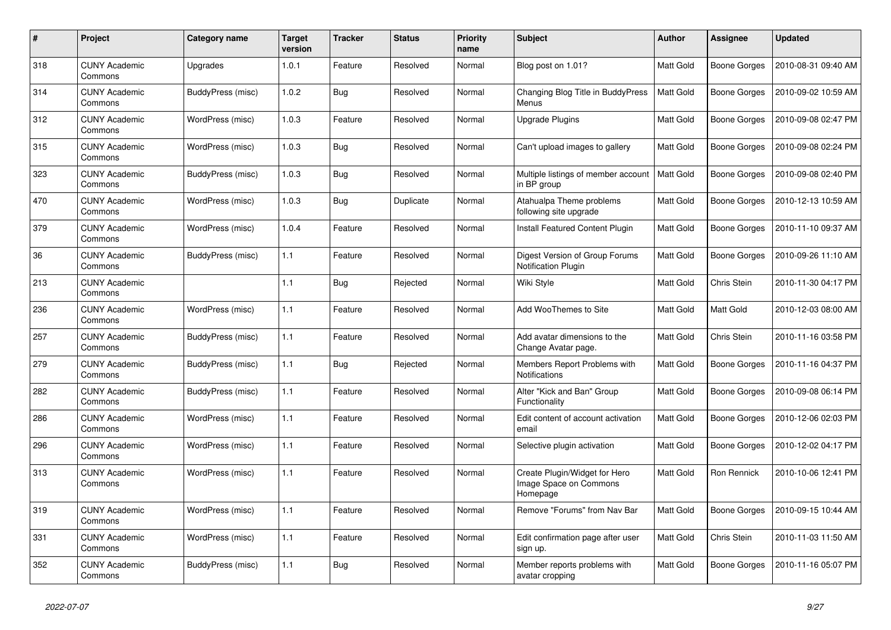| # | Project | Category name | Target version | Tracker | Status | Priority name | Subject | Author | Assignee | Updated |
|---|---|---|---|---|---|---|---|---|---|---|
| 318 | CUNY Academic Commons | Upgrades | 1.0.1 | Feature | Resolved | Normal | Blog post on 1.01? | Matt Gold | Boone Gorges | 2010-08-31 09:40 AM |
| 314 | CUNY Academic Commons | BuddyPress (misc) | 1.0.2 | Bug | Resolved | Normal | Changing Blog Title in BuddyPress Menus | Matt Gold | Boone Gorges | 2010-09-02 10:59 AM |
| 312 | CUNY Academic Commons | WordPress (misc) | 1.0.3 | Feature | Resolved | Normal | Upgrade Plugins | Matt Gold | Boone Gorges | 2010-09-08 02:47 PM |
| 315 | CUNY Academic Commons | WordPress (misc) | 1.0.3 | Bug | Resolved | Normal | Can't upload images to gallery | Matt Gold | Boone Gorges | 2010-09-08 02:24 PM |
| 323 | CUNY Academic Commons | BuddyPress (misc) | 1.0.3 | Bug | Resolved | Normal | Multiple listings of member account in BP group | Matt Gold | Boone Gorges | 2010-09-08 02:40 PM |
| 470 | CUNY Academic Commons | WordPress (misc) | 1.0.3 | Bug | Duplicate | Normal | Atahualpa Theme problems following site upgrade | Matt Gold | Boone Gorges | 2010-12-13 10:59 AM |
| 379 | CUNY Academic Commons | WordPress (misc) | 1.0.4 | Feature | Resolved | Normal | Install Featured Content Plugin | Matt Gold | Boone Gorges | 2010-11-10 09:37 AM |
| 36 | CUNY Academic Commons | BuddyPress (misc) | 1.1 | Feature | Resolved | Normal | Digest Version of Group Forums Notification Plugin | Matt Gold | Boone Gorges | 2010-09-26 11:10 AM |
| 213 | CUNY Academic Commons | | 1.1 | Bug | Rejected | Normal | Wiki Style | Matt Gold | Chris Stein | 2010-11-30 04:17 PM |
| 236 | CUNY Academic Commons | WordPress (misc) | 1.1 | Feature | Resolved | Normal | Add WooThemes to Site | Matt Gold | Matt Gold | 2010-12-03 08:00 AM |
| 257 | CUNY Academic Commons | BuddyPress (misc) | 1.1 | Feature | Resolved | Normal | Add avatar dimensions to the Change Avatar page. | Matt Gold | Chris Stein | 2010-11-16 03:58 PM |
| 279 | CUNY Academic Commons | BuddyPress (misc) | 1.1 | Bug | Rejected | Normal | Members Report Problems with Notifications | Matt Gold | Boone Gorges | 2010-11-16 04:37 PM |
| 282 | CUNY Academic Commons | BuddyPress (misc) | 1.1 | Feature | Resolved | Normal | Alter "Kick and Ban" Group Functionality | Matt Gold | Boone Gorges | 2010-09-08 06:14 PM |
| 286 | CUNY Academic Commons | WordPress (misc) | 1.1 | Feature | Resolved | Normal | Edit content of account activation email | Matt Gold | Boone Gorges | 2010-12-06 02:03 PM |
| 296 | CUNY Academic Commons | WordPress (misc) | 1.1 | Feature | Resolved | Normal | Selective plugin activation | Matt Gold | Boone Gorges | 2010-12-02 04:17 PM |
| 313 | CUNY Academic Commons | WordPress (misc) | 1.1 | Feature | Resolved | Normal | Create Plugin/Widget for Hero Image Space on Commons Homepage | Matt Gold | Ron Rennick | 2010-10-06 12:41 PM |
| 319 | CUNY Academic Commons | WordPress (misc) | 1.1 | Feature | Resolved | Normal | Remove "Forums" from Nav Bar | Matt Gold | Boone Gorges | 2010-09-15 10:44 AM |
| 331 | CUNY Academic Commons | WordPress (misc) | 1.1 | Feature | Resolved | Normal | Edit confirmation page after user sign up. | Matt Gold | Chris Stein | 2010-11-03 11:50 AM |
| 352 | CUNY Academic Commons | BuddyPress (misc) | 1.1 | Bug | Resolved | Normal | Member reports problems with avatar cropping | Matt Gold | Boone Gorges | 2010-11-16 05:07 PM |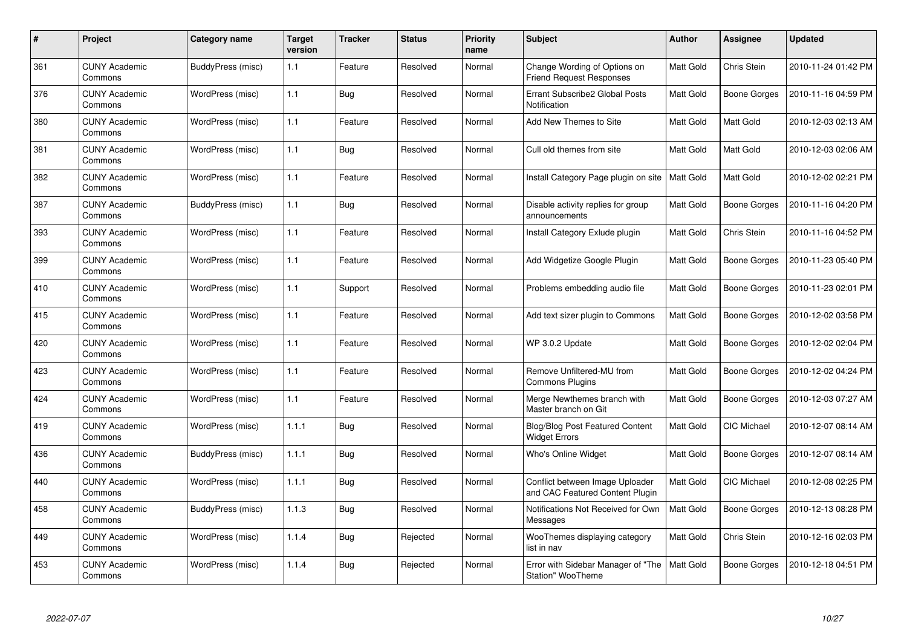| # | Project | Category name | Target version | Tracker | Status | Priority name | Subject | Author | Assignee | Updated |
|---|---|---|---|---|---|---|---|---|---|---|
| 361 | CUNY Academic Commons | BuddyPress (misc) | 1.1 | Feature | Resolved | Normal | Change Wording of Options on Friend Request Responses | Matt Gold | Chris Stein | 2010-11-24 01:42 PM |
| 376 | CUNY Academic Commons | WordPress (misc) | 1.1 | Bug | Resolved | Normal | Errant Subscribe2 Global Posts Notification | Matt Gold | Boone Gorges | 2010-11-16 04:59 PM |
| 380 | CUNY Academic Commons | WordPress (misc) | 1.1 | Feature | Resolved | Normal | Add New Themes to Site | Matt Gold | Matt Gold | 2010-12-03 02:13 AM |
| 381 | CUNY Academic Commons | WordPress (misc) | 1.1 | Bug | Resolved | Normal | Cull old themes from site | Matt Gold | Matt Gold | 2010-12-03 02:06 AM |
| 382 | CUNY Academic Commons | WordPress (misc) | 1.1 | Feature | Resolved | Normal | Install Category Page plugin on site | Matt Gold | Matt Gold | 2010-12-02 02:21 PM |
| 387 | CUNY Academic Commons | BuddyPress (misc) | 1.1 | Bug | Resolved | Normal | Disable activity replies for group announcements | Matt Gold | Boone Gorges | 2010-11-16 04:20 PM |
| 393 | CUNY Academic Commons | WordPress (misc) | 1.1 | Feature | Resolved | Normal | Install Category Exlude plugin | Matt Gold | Chris Stein | 2010-11-16 04:52 PM |
| 399 | CUNY Academic Commons | WordPress (misc) | 1.1 | Feature | Resolved | Normal | Add Widgetize Google Plugin | Matt Gold | Boone Gorges | 2010-11-23 05:40 PM |
| 410 | CUNY Academic Commons | WordPress (misc) | 1.1 | Support | Resolved | Normal | Problems embedding audio file | Matt Gold | Boone Gorges | 2010-11-23 02:01 PM |
| 415 | CUNY Academic Commons | WordPress (misc) | 1.1 | Feature | Resolved | Normal | Add text sizer plugin to Commons | Matt Gold | Boone Gorges | 2010-12-02 03:58 PM |
| 420 | CUNY Academic Commons | WordPress (misc) | 1.1 | Feature | Resolved | Normal | WP 3.0.2 Update | Matt Gold | Boone Gorges | 2010-12-02 02:04 PM |
| 423 | CUNY Academic Commons | WordPress (misc) | 1.1 | Feature | Resolved | Normal | Remove Unfiltered-MU from Commons Plugins | Matt Gold | Boone Gorges | 2010-12-02 04:24 PM |
| 424 | CUNY Academic Commons | WordPress (misc) | 1.1 | Feature | Resolved | Normal | Merge Newthemes branch with Master branch on Git | Matt Gold | Boone Gorges | 2010-12-03 07:27 AM |
| 419 | CUNY Academic Commons | WordPress (misc) | 1.1.1 | Bug | Resolved | Normal | Blog/Blog Post Featured Content Widget Errors | Matt Gold | CIC Michael | 2010-12-07 08:14 AM |
| 436 | CUNY Academic Commons | BuddyPress (misc) | 1.1.1 | Bug | Resolved | Normal | Who's Online Widget | Matt Gold | Boone Gorges | 2010-12-07 08:14 AM |
| 440 | CUNY Academic Commons | WordPress (misc) | 1.1.1 | Bug | Resolved | Normal | Conflict between Image Uploader and CAC Featured Content Plugin | Matt Gold | CIC Michael | 2010-12-08 02:25 PM |
| 458 | CUNY Academic Commons | BuddyPress (misc) | 1.1.3 | Bug | Resolved | Normal | Notifications Not Received for Own Messages | Matt Gold | Boone Gorges | 2010-12-13 08:28 PM |
| 449 | CUNY Academic Commons | WordPress (misc) | 1.1.4 | Bug | Rejected | Normal | WooThemes displaying category list in nav | Matt Gold | Chris Stein | 2010-12-16 02:03 PM |
| 453 | CUNY Academic Commons | WordPress (misc) | 1.1.4 | Bug | Rejected | Normal | Error with Sidebar Manager of "The Station" WooTheme | Matt Gold | Boone Gorges | 2010-12-18 04:51 PM |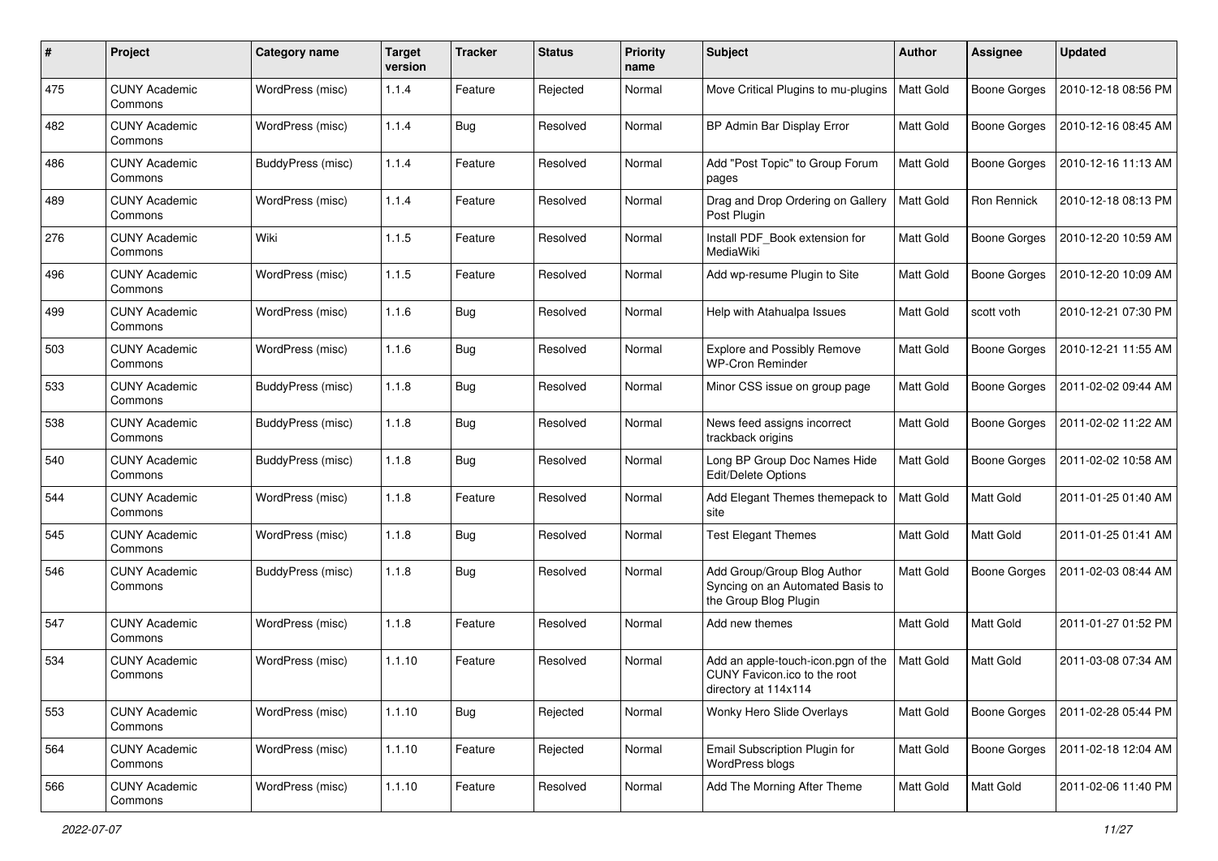| # | Project | Category name | Target version | Tracker | Status | Priority name | Subject | Author | Assignee | Updated |
|---|---|---|---|---|---|---|---|---|---|---|
| 475 | CUNY Academic Commons | WordPress (misc) | 1.1.4 | Feature | Rejected | Normal | Move Critical Plugins to mu-plugins | Matt Gold | Boone Gorges | 2010-12-18 08:56 PM |
| 482 | CUNY Academic Commons | WordPress (misc) | 1.1.4 | Bug | Resolved | Normal | BP Admin Bar Display Error | Matt Gold | Boone Gorges | 2010-12-16 08:45 AM |
| 486 | CUNY Academic Commons | BuddyPress (misc) | 1.1.4 | Feature | Resolved | Normal | Add "Post Topic" to Group Forum pages | Matt Gold | Boone Gorges | 2010-12-16 11:13 AM |
| 489 | CUNY Academic Commons | WordPress (misc) | 1.1.4 | Feature | Resolved | Normal | Drag and Drop Ordering on Gallery Post Plugin | Matt Gold | Ron Rennick | 2010-12-18 08:13 PM |
| 276 | CUNY Academic Commons | Wiki | 1.1.5 | Feature | Resolved | Normal | Install PDF_Book extension for MediaWiki | Matt Gold | Boone Gorges | 2010-12-20 10:59 AM |
| 496 | CUNY Academic Commons | WordPress (misc) | 1.1.5 | Feature | Resolved | Normal | Add wp-resume Plugin to Site | Matt Gold | Boone Gorges | 2010-12-20 10:09 AM |
| 499 | CUNY Academic Commons | WordPress (misc) | 1.1.6 | Bug | Resolved | Normal | Help with Atahualpa Issues | Matt Gold | scott voth | 2010-12-21 07:30 PM |
| 503 | CUNY Academic Commons | WordPress (misc) | 1.1.6 | Bug | Resolved | Normal | Explore and Possibly Remove WP-Cron Reminder | Matt Gold | Boone Gorges | 2010-12-21 11:55 AM |
| 533 | CUNY Academic Commons | BuddyPress (misc) | 1.1.8 | Bug | Resolved | Normal | Minor CSS issue on group page | Matt Gold | Boone Gorges | 2011-02-02 09:44 AM |
| 538 | CUNY Academic Commons | BuddyPress (misc) | 1.1.8 | Bug | Resolved | Normal | News feed assigns incorrect trackback origins | Matt Gold | Boone Gorges | 2011-02-02 11:22 AM |
| 540 | CUNY Academic Commons | BuddyPress (misc) | 1.1.8 | Bug | Resolved | Normal | Long BP Group Doc Names Hide Edit/Delete Options | Matt Gold | Boone Gorges | 2011-02-02 10:58 AM |
| 544 | CUNY Academic Commons | WordPress (misc) | 1.1.8 | Feature | Resolved | Normal | Add Elegant Themes themepack to site | Matt Gold | Matt Gold | 2011-01-25 01:40 AM |
| 545 | CUNY Academic Commons | WordPress (misc) | 1.1.8 | Bug | Resolved | Normal | Test Elegant Themes | Matt Gold | Matt Gold | 2011-01-25 01:41 AM |
| 546 | CUNY Academic Commons | BuddyPress (misc) | 1.1.8 | Bug | Resolved | Normal | Add Group/Group Blog Author Syncing on an Automated Basis to the Group Blog Plugin | Matt Gold | Boone Gorges | 2011-02-03 08:44 AM |
| 547 | CUNY Academic Commons | WordPress (misc) | 1.1.8 | Feature | Resolved | Normal | Add new themes | Matt Gold | Matt Gold | 2011-01-27 01:52 PM |
| 534 | CUNY Academic Commons | WordPress (misc) | 1.1.10 | Feature | Resolved | Normal | Add an apple-touch-icon.pgn of the CUNY Favicon.ico to the root directory at 114x114 | Matt Gold | Matt Gold | 2011-03-08 07:34 AM |
| 553 | CUNY Academic Commons | WordPress (misc) | 1.1.10 | Bug | Rejected | Normal | Wonky Hero Slide Overlays | Matt Gold | Boone Gorges | 2011-02-28 05:44 PM |
| 564 | CUNY Academic Commons | WordPress (misc) | 1.1.10 | Feature | Rejected | Normal | Email Subscription Plugin for WordPress blogs | Matt Gold | Boone Gorges | 2011-02-18 12:04 AM |
| 566 | CUNY Academic Commons | WordPress (misc) | 1.1.10 | Feature | Resolved | Normal | Add The Morning After Theme | Matt Gold | Matt Gold | 2011-02-06 11:40 PM |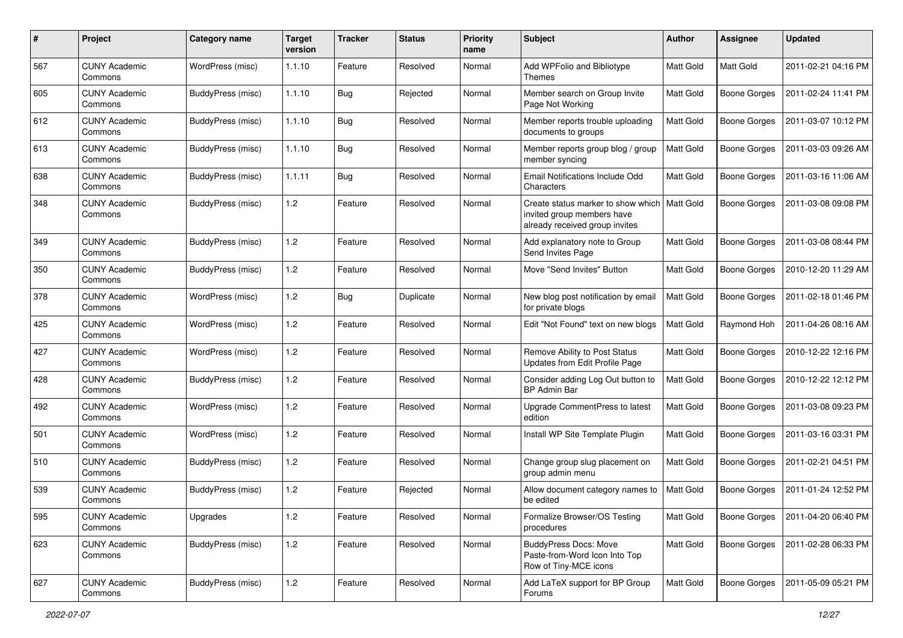| # | Project | Category name | Target version | Tracker | Status | Priority name | Subject | Author | Assignee | Updated |
|---|---|---|---|---|---|---|---|---|---|---|
| 567 | CUNY Academic Commons | WordPress (misc) | 1.1.10 | Feature | Resolved | Normal | Add WPFolio and Bibliotype Themes | Matt Gold | Matt Gold | 2011-02-21 04:16 PM |
| 605 | CUNY Academic Commons | BuddyPress (misc) | 1.1.10 | Bug | Rejected | Normal | Member search on Group Invite Page Not Working | Matt Gold | Boone Gorges | 2011-02-24 11:41 PM |
| 612 | CUNY Academic Commons | BuddyPress (misc) | 1.1.10 | Bug | Resolved | Normal | Member reports trouble uploading documents to groups | Matt Gold | Boone Gorges | 2011-03-07 10:12 PM |
| 613 | CUNY Academic Commons | BuddyPress (misc) | 1.1.10 | Bug | Resolved | Normal | Member reports group blog / group member syncing | Matt Gold | Boone Gorges | 2011-03-03 09:26 AM |
| 638 | CUNY Academic Commons | BuddyPress (misc) | 1.1.11 | Bug | Resolved | Normal | Email Notifications Include Odd Characters | Matt Gold | Boone Gorges | 2011-03-16 11:06 AM |
| 348 | CUNY Academic Commons | BuddyPress (misc) | 1.2 | Feature | Resolved | Normal | Create status marker to show which invited group members have already received group invites | Matt Gold | Boone Gorges | 2011-03-08 09:08 PM |
| 349 | CUNY Academic Commons | BuddyPress (misc) | 1.2 | Feature | Resolved | Normal | Add explanatory note to Group Send Invites Page | Matt Gold | Boone Gorges | 2011-03-08 08:44 PM |
| 350 | CUNY Academic Commons | BuddyPress (misc) | 1.2 | Feature | Resolved | Normal | Move "Send Invites" Button | Matt Gold | Boone Gorges | 2010-12-20 11:29 AM |
| 378 | CUNY Academic Commons | WordPress (misc) | 1.2 | Bug | Duplicate | Normal | New blog post notification by email for private blogs | Matt Gold | Boone Gorges | 2011-02-18 01:46 PM |
| 425 | CUNY Academic Commons | WordPress (misc) | 1.2 | Feature | Resolved | Normal | Edit "Not Found" text on new blogs | Matt Gold | Raymond Hoh | 2011-04-26 08:16 AM |
| 427 | CUNY Academic Commons | WordPress (misc) | 1.2 | Feature | Resolved | Normal | Remove Ability to Post Status Updates from Edit Profile Page | Matt Gold | Boone Gorges | 2010-12-22 12:16 PM |
| 428 | CUNY Academic Commons | BuddyPress (misc) | 1.2 | Feature | Resolved | Normal | Consider adding Log Out button to BP Admin Bar | Matt Gold | Boone Gorges | 2010-12-22 12:12 PM |
| 492 | CUNY Academic Commons | WordPress (misc) | 1.2 | Feature | Resolved | Normal | Upgrade CommentPress to latest edition | Matt Gold | Boone Gorges | 2011-03-08 09:23 PM |
| 501 | CUNY Academic Commons | WordPress (misc) | 1.2 | Feature | Resolved | Normal | Install WP Site Template Plugin | Matt Gold | Boone Gorges | 2011-03-16 03:31 PM |
| 510 | CUNY Academic Commons | BuddyPress (misc) | 1.2 | Feature | Resolved | Normal | Change group slug placement on group admin menu | Matt Gold | Boone Gorges | 2011-02-21 04:51 PM |
| 539 | CUNY Academic Commons | BuddyPress (misc) | 1.2 | Feature | Rejected | Normal | Allow document category names to be edited | Matt Gold | Boone Gorges | 2011-01-24 12:52 PM |
| 595 | CUNY Academic Commons | Upgrades | 1.2 | Feature | Resolved | Normal | Formalize Browser/OS Testing procedures | Matt Gold | Boone Gorges | 2011-04-20 06:40 PM |
| 623 | CUNY Academic Commons | BuddyPress (misc) | 1.2 | Feature | Resolved | Normal | BuddyPress Docs: Move Paste-from-Word Icon Into Top Row of Tiny-MCE icons | Matt Gold | Boone Gorges | 2011-02-28 06:33 PM |
| 627 | CUNY Academic Commons | BuddyPress (misc) | 1.2 | Feature | Resolved | Normal | Add LaTeX support for BP Group Forums | Matt Gold | Boone Gorges | 2011-05-09 05:21 PM |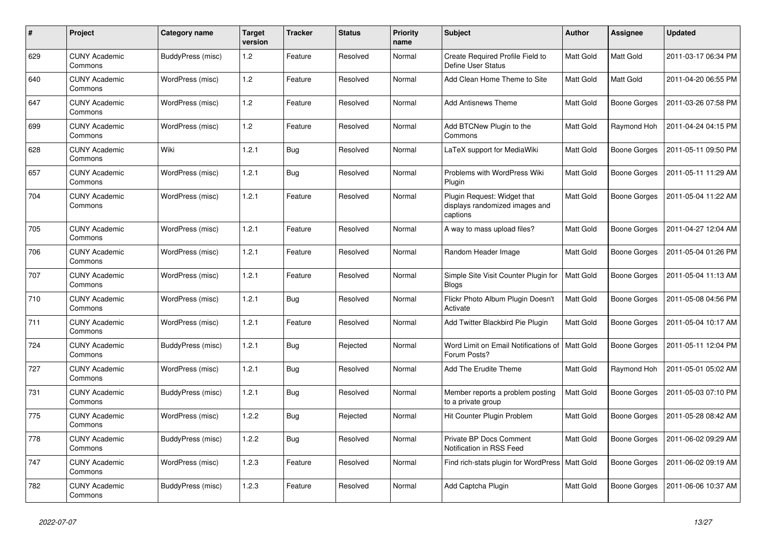| # | Project | Category name | Target version | Tracker | Status | Priority name | Subject | Author | Assignee | Updated |
|---|---|---|---|---|---|---|---|---|---|---|
| 629 | CUNY Academic Commons | BuddyPress (misc) | 1.2 | Feature | Resolved | Normal | Create Required Profile Field to Define User Status | Matt Gold | Matt Gold | 2011-03-17 06:34 PM |
| 640 | CUNY Academic Commons | WordPress (misc) | 1.2 | Feature | Resolved | Normal | Add Clean Home Theme to Site | Matt Gold | Matt Gold | 2011-04-20 06:55 PM |
| 647 | CUNY Academic Commons | WordPress (misc) | 1.2 | Feature | Resolved | Normal | Add Antisnews Theme | Matt Gold | Boone Gorges | 2011-03-26 07:58 PM |
| 699 | CUNY Academic Commons | WordPress (misc) | 1.2 | Feature | Resolved | Normal | Add BTCNew Plugin to the Commons | Matt Gold | Raymond Hoh | 2011-04-24 04:15 PM |
| 628 | CUNY Academic Commons | Wiki | 1.2.1 | Bug | Resolved | Normal | LaTeX support for MediaWiki | Matt Gold | Boone Gorges | 2011-05-11 09:50 PM |
| 657 | CUNY Academic Commons | WordPress (misc) | 1.2.1 | Bug | Resolved | Normal | Problems with WordPress Wiki Plugin | Matt Gold | Boone Gorges | 2011-05-11 11:29 AM |
| 704 | CUNY Academic Commons | WordPress (misc) | 1.2.1 | Feature | Resolved | Normal | Plugin Request: Widget that displays randomized images and captions | Matt Gold | Boone Gorges | 2011-05-04 11:22 AM |
| 705 | CUNY Academic Commons | WordPress (misc) | 1.2.1 | Feature | Resolved | Normal | A way to mass upload files? | Matt Gold | Boone Gorges | 2011-04-27 12:04 AM |
| 706 | CUNY Academic Commons | WordPress (misc) | 1.2.1 | Feature | Resolved | Normal | Random Header Image | Matt Gold | Boone Gorges | 2011-05-04 01:26 PM |
| 707 | CUNY Academic Commons | WordPress (misc) | 1.2.1 | Feature | Resolved | Normal | Simple Site Visit Counter Plugin for Blogs | Matt Gold | Boone Gorges | 2011-05-04 11:13 AM |
| 710 | CUNY Academic Commons | WordPress (misc) | 1.2.1 | Bug | Resolved | Normal | Flickr Photo Album Plugin Doesn't Activate | Matt Gold | Boone Gorges | 2011-05-08 04:56 PM |
| 711 | CUNY Academic Commons | WordPress (misc) | 1.2.1 | Feature | Resolved | Normal | Add Twitter Blackbird Pie Plugin | Matt Gold | Boone Gorges | 2011-05-04 10:17 AM |
| 724 | CUNY Academic Commons | BuddyPress (misc) | 1.2.1 | Bug | Rejected | Normal | Word Limit on Email Notifications of Forum Posts? | Matt Gold | Boone Gorges | 2011-05-11 12:04 PM |
| 727 | CUNY Academic Commons | WordPress (misc) | 1.2.1 | Bug | Resolved | Normal | Add The Erudite Theme | Matt Gold | Raymond Hoh | 2011-05-01 05:02 AM |
| 731 | CUNY Academic Commons | BuddyPress (misc) | 1.2.1 | Bug | Resolved | Normal | Member reports a problem posting to a private group | Matt Gold | Boone Gorges | 2011-05-03 07:10 PM |
| 775 | CUNY Academic Commons | WordPress (misc) | 1.2.2 | Bug | Rejected | Normal | Hit Counter Plugin Problem | Matt Gold | Boone Gorges | 2011-05-28 08:42 AM |
| 778 | CUNY Academic Commons | BuddyPress (misc) | 1.2.2 | Bug | Resolved | Normal | Private BP Docs Comment Notification in RSS Feed | Matt Gold | Boone Gorges | 2011-06-02 09:29 AM |
| 747 | CUNY Academic Commons | WordPress (misc) | 1.2.3 | Feature | Resolved | Normal | Find rich-stats plugin for WordPress | Matt Gold | Boone Gorges | 2011-06-02 09:19 AM |
| 782 | CUNY Academic Commons | BuddyPress (misc) | 1.2.3 | Feature | Resolved | Normal | Add Captcha Plugin | Matt Gold | Boone Gorges | 2011-06-06 10:37 AM |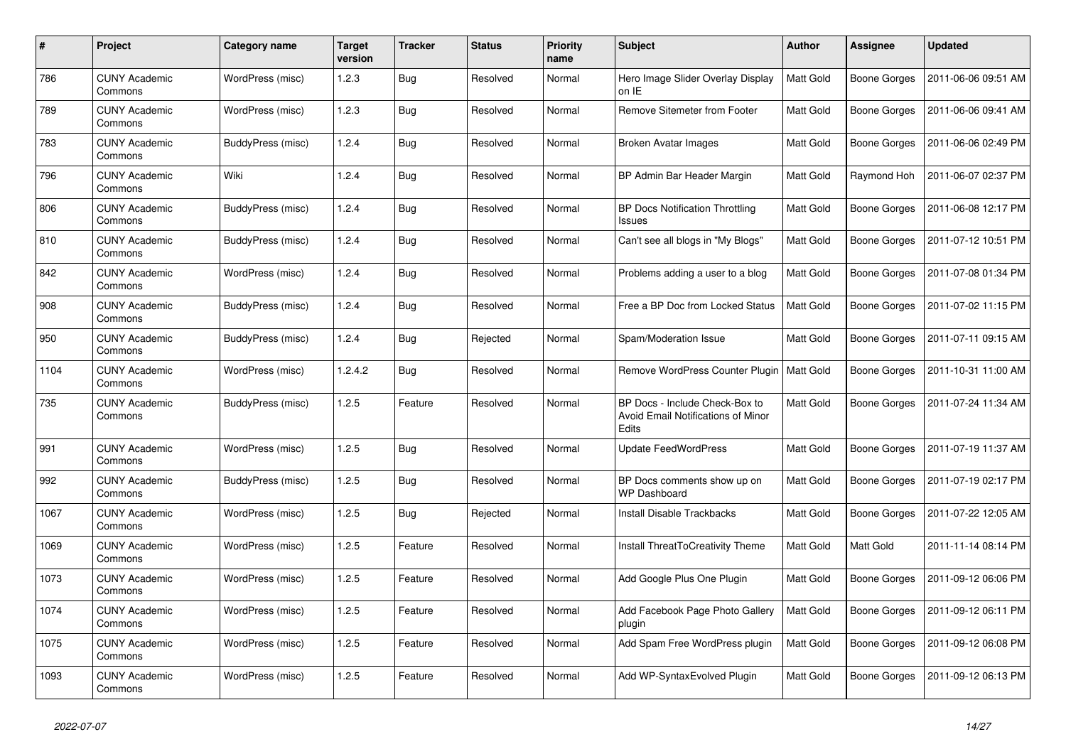| # | Project | Category name | Target version | Tracker | Status | Priority name | Subject | Author | Assignee | Updated |
|---|---|---|---|---|---|---|---|---|---|---|
| 786 | CUNY Academic Commons | WordPress (misc) | 1.2.3 | Bug | Resolved | Normal | Hero Image Slider Overlay Display on IE | Matt Gold | Boone Gorges | 2011-06-06 09:51 AM |
| 789 | CUNY Academic Commons | WordPress (misc) | 1.2.3 | Bug | Resolved | Normal | Remove Sitemeter from Footer | Matt Gold | Boone Gorges | 2011-06-06 09:41 AM |
| 783 | CUNY Academic Commons | BuddyPress (misc) | 1.2.4 | Bug | Resolved | Normal | Broken Avatar Images | Matt Gold | Boone Gorges | 2011-06-06 02:49 PM |
| 796 | CUNY Academic Commons | Wiki | 1.2.4 | Bug | Resolved | Normal | BP Admin Bar Header Margin | Matt Gold | Raymond Hoh | 2011-06-07 02:37 PM |
| 806 | CUNY Academic Commons | BuddyPress (misc) | 1.2.4 | Bug | Resolved | Normal | BP Docs Notification Throttling Issues | Matt Gold | Boone Gorges | 2011-06-08 12:17 PM |
| 810 | CUNY Academic Commons | BuddyPress (misc) | 1.2.4 | Bug | Resolved | Normal | Can't see all blogs in "My Blogs" | Matt Gold | Boone Gorges | 2011-07-12 10:51 PM |
| 842 | CUNY Academic Commons | WordPress (misc) | 1.2.4 | Bug | Resolved | Normal | Problems adding a user to a blog | Matt Gold | Boone Gorges | 2011-07-08 01:34 PM |
| 908 | CUNY Academic Commons | BuddyPress (misc) | 1.2.4 | Bug | Resolved | Normal | Free a BP Doc from Locked Status | Matt Gold | Boone Gorges | 2011-07-02 11:15 PM |
| 950 | CUNY Academic Commons | BuddyPress (misc) | 1.2.4 | Bug | Rejected | Normal | Spam/Moderation Issue | Matt Gold | Boone Gorges | 2011-07-11 09:15 AM |
| 1104 | CUNY Academic Commons | WordPress (misc) | 1.2.4.2 | Bug | Resolved | Normal | Remove WordPress Counter Plugin | Matt Gold | Boone Gorges | 2011-10-31 11:00 AM |
| 735 | CUNY Academic Commons | BuddyPress (misc) | 1.2.5 | Feature | Resolved | Normal | BP Docs - Include Check-Box to Avoid Email Notifications of Minor Edits | Matt Gold | Boone Gorges | 2011-07-24 11:34 AM |
| 991 | CUNY Academic Commons | WordPress (misc) | 1.2.5 | Bug | Resolved | Normal | Update FeedWordPress | Matt Gold | Boone Gorges | 2011-07-19 11:37 AM |
| 992 | CUNY Academic Commons | BuddyPress (misc) | 1.2.5 | Bug | Resolved | Normal | BP Docs comments show up on WP Dashboard | Matt Gold | Boone Gorges | 2011-07-19 02:17 PM |
| 1067 | CUNY Academic Commons | WordPress (misc) | 1.2.5 | Bug | Rejected | Normal | Install Disable Trackbacks | Matt Gold | Boone Gorges | 2011-07-22 12:05 AM |
| 1069 | CUNY Academic Commons | WordPress (misc) | 1.2.5 | Feature | Resolved | Normal | Install ThreatToCreativity Theme | Matt Gold | Matt Gold | 2011-11-14 08:14 PM |
| 1073 | CUNY Academic Commons | WordPress (misc) | 1.2.5 | Feature | Resolved | Normal | Add Google Plus One Plugin | Matt Gold | Boone Gorges | 2011-09-12 06:06 PM |
| 1074 | CUNY Academic Commons | WordPress (misc) | 1.2.5 | Feature | Resolved | Normal | Add Facebook Page Photo Gallery plugin | Matt Gold | Boone Gorges | 2011-09-12 06:11 PM |
| 1075 | CUNY Academic Commons | WordPress (misc) | 1.2.5 | Feature | Resolved | Normal | Add Spam Free WordPress plugin | Matt Gold | Boone Gorges | 2011-09-12 06:08 PM |
| 1093 | CUNY Academic Commons | WordPress (misc) | 1.2.5 | Feature | Resolved | Normal | Add WP-SyntaxEvolved Plugin | Matt Gold | Boone Gorges | 2011-09-12 06:13 PM |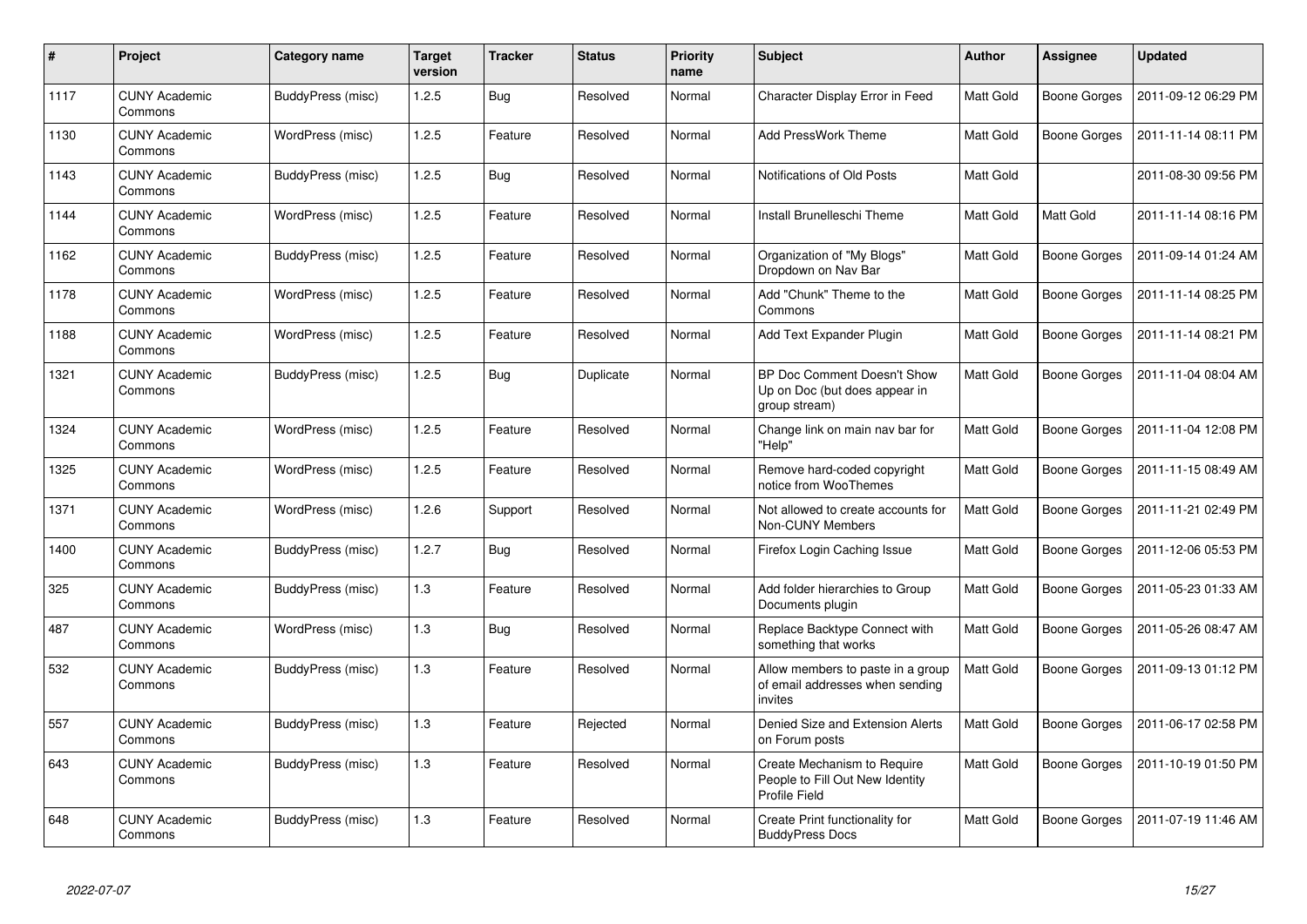| # | Project | Category name | Target version | Tracker | Status | Priority name | Subject | Author | Assignee | Updated |
|---|---|---|---|---|---|---|---|---|---|---|
| 1117 | CUNY Academic Commons | BuddyPress (misc) | 1.2.5 | Bug | Resolved | Normal | Character Display Error in Feed | Matt Gold | Boone Gorges | 2011-09-12 06:29 PM |
| 1130 | CUNY Academic Commons | WordPress (misc) | 1.2.5 | Feature | Resolved | Normal | Add PressWork Theme | Matt Gold | Boone Gorges | 2011-11-14 08:11 PM |
| 1143 | CUNY Academic Commons | BuddyPress (misc) | 1.2.5 | Bug | Resolved | Normal | Notifications of Old Posts | Matt Gold | | 2011-08-30 09:56 PM |
| 1144 | CUNY Academic Commons | WordPress (misc) | 1.2.5 | Feature | Resolved | Normal | Install Brunelleschi Theme | Matt Gold | Matt Gold | 2011-11-14 08:16 PM |
| 1162 | CUNY Academic Commons | BuddyPress (misc) | 1.2.5 | Feature | Resolved | Normal | Organization of "My Blogs" Dropdown on Nav Bar | Matt Gold | Boone Gorges | 2011-09-14 01:24 AM |
| 1178 | CUNY Academic Commons | WordPress (misc) | 1.2.5 | Feature | Resolved | Normal | Add "Chunk" Theme to the Commons | Matt Gold | Boone Gorges | 2011-11-14 08:25 PM |
| 1188 | CUNY Academic Commons | WordPress (misc) | 1.2.5 | Feature | Resolved | Normal | Add Text Expander Plugin | Matt Gold | Boone Gorges | 2011-11-14 08:21 PM |
| 1321 | CUNY Academic Commons | BuddyPress (misc) | 1.2.5 | Bug | Duplicate | Normal | BP Doc Comment Doesn't Show Up on Doc (but does appear in group stream) | Matt Gold | Boone Gorges | 2011-11-04 08:04 AM |
| 1324 | CUNY Academic Commons | WordPress (misc) | 1.2.5 | Feature | Resolved | Normal | Change link on main nav bar for "Help" | Matt Gold | Boone Gorges | 2011-11-04 12:08 PM |
| 1325 | CUNY Academic Commons | WordPress (misc) | 1.2.5 | Feature | Resolved | Normal | Remove hard-coded copyright notice from WooThemes | Matt Gold | Boone Gorges | 2011-11-15 08:49 AM |
| 1371 | CUNY Academic Commons | WordPress (misc) | 1.2.6 | Support | Resolved | Normal | Not allowed to create accounts for Non-CUNY Members | Matt Gold | Boone Gorges | 2011-11-21 02:49 PM |
| 1400 | CUNY Academic Commons | BuddyPress (misc) | 1.2.7 | Bug | Resolved | Normal | Firefox Login Caching Issue | Matt Gold | Boone Gorges | 2011-12-06 05:53 PM |
| 325 | CUNY Academic Commons | BuddyPress (misc) | 1.3 | Feature | Resolved | Normal | Add folder hierarchies to Group Documents plugin | Matt Gold | Boone Gorges | 2011-05-23 01:33 AM |
| 487 | CUNY Academic Commons | WordPress (misc) | 1.3 | Bug | Resolved | Normal | Replace Backtype Connect with something that works | Matt Gold | Boone Gorges | 2011-05-26 08:47 AM |
| 532 | CUNY Academic Commons | BuddyPress (misc) | 1.3 | Feature | Resolved | Normal | Allow members to paste in a group of email addresses when sending invites | Matt Gold | Boone Gorges | 2011-09-13 01:12 PM |
| 557 | CUNY Academic Commons | BuddyPress (misc) | 1.3 | Feature | Rejected | Normal | Denied Size and Extension Alerts on Forum posts | Matt Gold | Boone Gorges | 2011-06-17 02:58 PM |
| 643 | CUNY Academic Commons | BuddyPress (misc) | 1.3 | Feature | Resolved | Normal | Create Mechanism to Require People to Fill Out New Identity Profile Field | Matt Gold | Boone Gorges | 2011-10-19 01:50 PM |
| 648 | CUNY Academic Commons | BuddyPress (misc) | 1.3 | Feature | Resolved | Normal | Create Print functionality for BuddyPress Docs | Matt Gold | Boone Gorges | 2011-07-19 11:46 AM |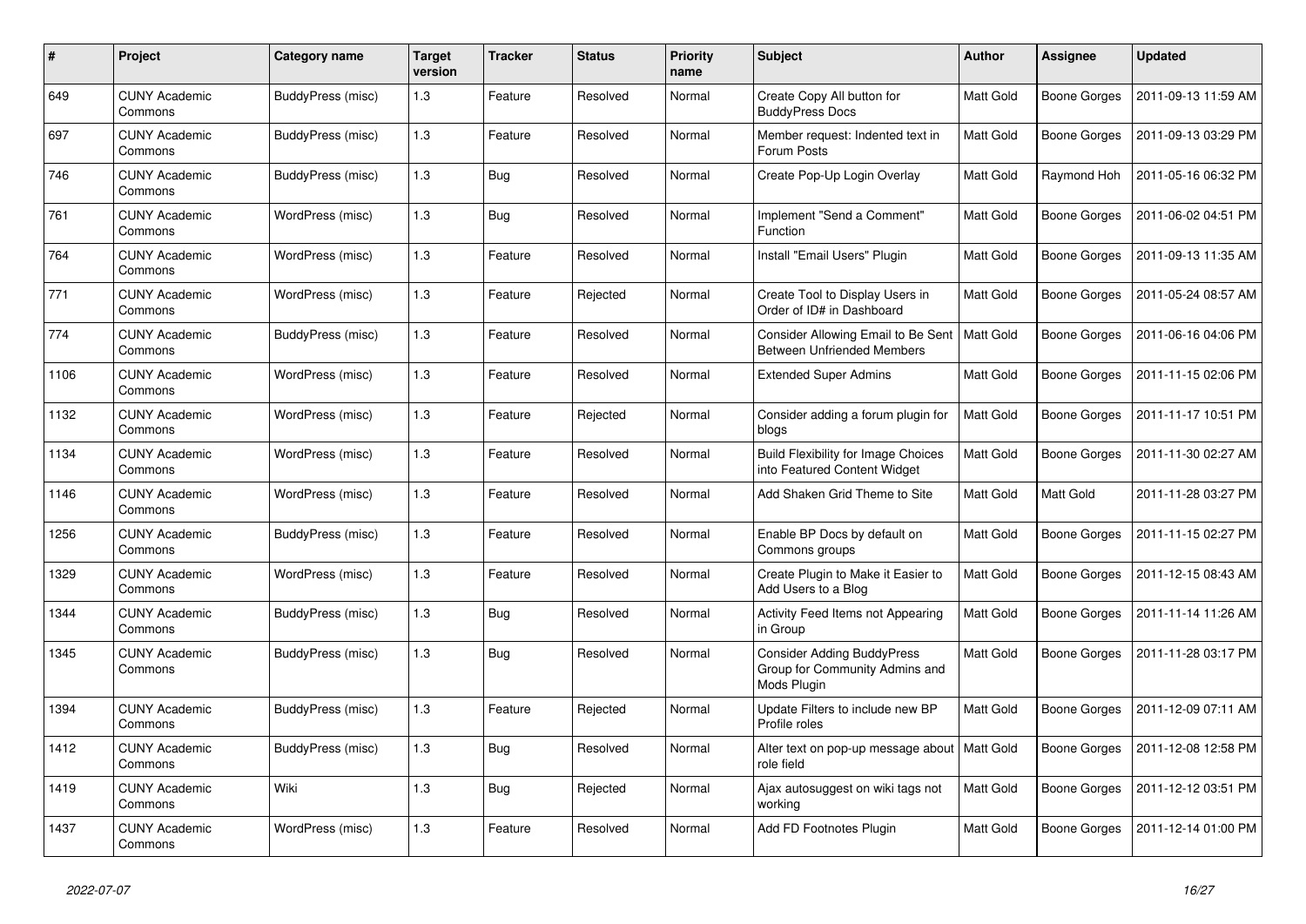| # | Project | Category name | Target version | Tracker | Status | Priority name | Subject | Author | Assignee | Updated |
|---|---|---|---|---|---|---|---|---|---|---|
| 649 | CUNY Academic Commons | BuddyPress (misc) | 1.3 | Feature | Resolved | Normal | Create Copy All button for BuddyPress Docs | Matt Gold | Boone Gorges | 2011-09-13 11:59 AM |
| 697 | CUNY Academic Commons | BuddyPress (misc) | 1.3 | Feature | Resolved | Normal | Member request: Indented text in Forum Posts | Matt Gold | Boone Gorges | 2011-09-13 03:29 PM |
| 746 | CUNY Academic Commons | BuddyPress (misc) | 1.3 | Bug | Resolved | Normal | Create Pop-Up Login Overlay | Matt Gold | Raymond Hoh | 2011-05-16 06:32 PM |
| 761 | CUNY Academic Commons | WordPress (misc) | 1.3 | Bug | Resolved | Normal | Implement "Send a Comment" Function | Matt Gold | Boone Gorges | 2011-06-02 04:51 PM |
| 764 | CUNY Academic Commons | WordPress (misc) | 1.3 | Feature | Resolved | Normal | Install "Email Users" Plugin | Matt Gold | Boone Gorges | 2011-09-13 11:35 AM |
| 771 | CUNY Academic Commons | WordPress (misc) | 1.3 | Feature | Rejected | Normal | Create Tool to Display Users in Order of ID# in Dashboard | Matt Gold | Boone Gorges | 2011-05-24 08:57 AM |
| 774 | CUNY Academic Commons | BuddyPress (misc) | 1.3 | Feature | Resolved | Normal | Consider Allowing Email to Be Sent Between Unfriended Members | Matt Gold | Boone Gorges | 2011-06-16 04:06 PM |
| 1106 | CUNY Academic Commons | WordPress (misc) | 1.3 | Feature | Resolved | Normal | Extended Super Admins | Matt Gold | Boone Gorges | 2011-11-15 02:06 PM |
| 1132 | CUNY Academic Commons | WordPress (misc) | 1.3 | Feature | Rejected | Normal | Consider adding a forum plugin for blogs | Matt Gold | Boone Gorges | 2011-11-17 10:51 PM |
| 1134 | CUNY Academic Commons | WordPress (misc) | 1.3 | Feature | Resolved | Normal | Build Flexibility for Image Choices into Featured Content Widget | Matt Gold | Boone Gorges | 2011-11-30 02:27 AM |
| 1146 | CUNY Academic Commons | WordPress (misc) | 1.3 | Feature | Resolved | Normal | Add Shaken Grid Theme to Site | Matt Gold | Matt Gold | 2011-11-28 03:27 PM |
| 1256 | CUNY Academic Commons | BuddyPress (misc) | 1.3 | Feature | Resolved | Normal | Enable BP Docs by default on Commons groups | Matt Gold | Boone Gorges | 2011-11-15 02:27 PM |
| 1329 | CUNY Academic Commons | WordPress (misc) | 1.3 | Feature | Resolved | Normal | Create Plugin to Make it Easier to Add Users to a Blog | Matt Gold | Boone Gorges | 2011-12-15 08:43 AM |
| 1344 | CUNY Academic Commons | BuddyPress (misc) | 1.3 | Bug | Resolved | Normal | Activity Feed Items not Appearing in Group | Matt Gold | Boone Gorges | 2011-11-14 11:26 AM |
| 1345 | CUNY Academic Commons | BuddyPress (misc) | 1.3 | Bug | Resolved | Normal | Consider Adding BuddyPress Group for Community Admins and Mods Plugin | Matt Gold | Boone Gorges | 2011-11-28 03:17 PM |
| 1394 | CUNY Academic Commons | BuddyPress (misc) | 1.3 | Feature | Rejected | Normal | Update Filters to include new BP Profile roles | Matt Gold | Boone Gorges | 2011-12-09 07:11 AM |
| 1412 | CUNY Academic Commons | BuddyPress (misc) | 1.3 | Bug | Resolved | Normal | Alter text on pop-up message about role field | Matt Gold | Boone Gorges | 2011-12-08 12:58 PM |
| 1419 | CUNY Academic Commons | Wiki | 1.3 | Bug | Rejected | Normal | Ajax autosuggest on wiki tags not working | Matt Gold | Boone Gorges | 2011-12-12 03:51 PM |
| 1437 | CUNY Academic Commons | WordPress (misc) | 1.3 | Feature | Resolved | Normal | Add FD Footnotes Plugin | Matt Gold | Boone Gorges | 2011-12-14 01:00 PM |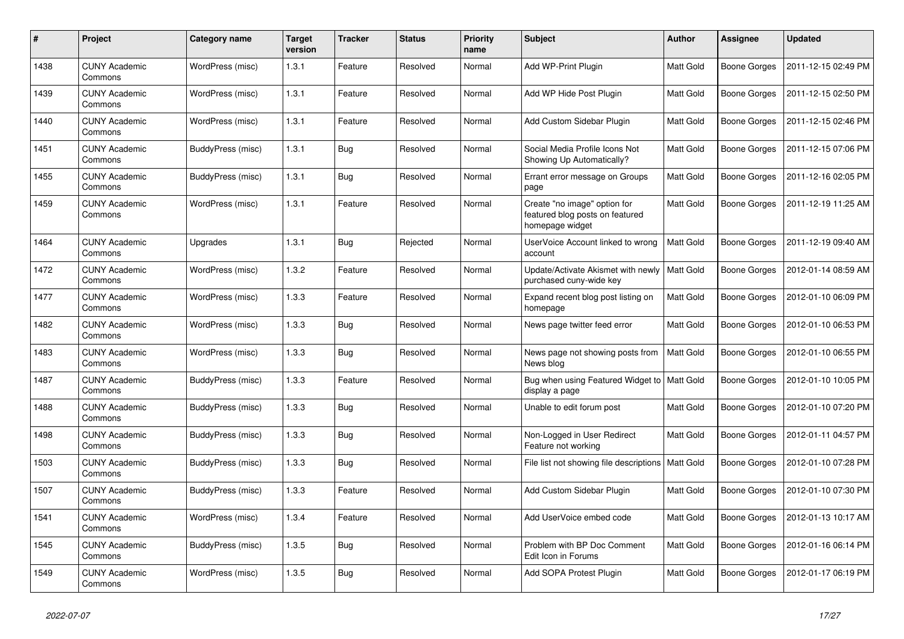| # | Project | Category name | Target version | Tracker | Status | Priority name | Subject | Author | Assignee | Updated |
|---|---|---|---|---|---|---|---|---|---|---|
| 1438 | CUNY Academic Commons | WordPress (misc) | 1.3.1 | Feature | Resolved | Normal | Add WP-Print Plugin | Matt Gold | Boone Gorges | 2011-12-15 02:49 PM |
| 1439 | CUNY Academic Commons | WordPress (misc) | 1.3.1 | Feature | Resolved | Normal | Add WP Hide Post Plugin | Matt Gold | Boone Gorges | 2011-12-15 02:50 PM |
| 1440 | CUNY Academic Commons | WordPress (misc) | 1.3.1 | Feature | Resolved | Normal | Add Custom Sidebar Plugin | Matt Gold | Boone Gorges | 2011-12-15 02:46 PM |
| 1451 | CUNY Academic Commons | BuddyPress (misc) | 1.3.1 | Bug | Resolved | Normal | Social Media Profile Icons Not Showing Up Automatically? | Matt Gold | Boone Gorges | 2011-12-15 07:06 PM |
| 1455 | CUNY Academic Commons | BuddyPress (misc) | 1.3.1 | Bug | Resolved | Normal | Errant error message on Groups page | Matt Gold | Boone Gorges | 2011-12-16 02:05 PM |
| 1459 | CUNY Academic Commons | WordPress (misc) | 1.3.1 | Feature | Resolved | Normal | Create "no image" option for featured blog posts on featured homepage widget | Matt Gold | Boone Gorges | 2011-12-19 11:25 AM |
| 1464 | CUNY Academic Commons | Upgrades | 1.3.1 | Bug | Rejected | Normal | UserVoice Account linked to wrong account | Matt Gold | Boone Gorges | 2011-12-19 09:40 AM |
| 1472 | CUNY Academic Commons | WordPress (misc) | 1.3.2 | Feature | Resolved | Normal | Update/Activate Akismet with newly purchased cuny-wide key | Matt Gold | Boone Gorges | 2012-01-14 08:59 AM |
| 1477 | CUNY Academic Commons | WordPress (misc) | 1.3.3 | Feature | Resolved | Normal | Expand recent blog post listing on homepage | Matt Gold | Boone Gorges | 2012-01-10 06:09 PM |
| 1482 | CUNY Academic Commons | WordPress (misc) | 1.3.3 | Bug | Resolved | Normal | News page twitter feed error | Matt Gold | Boone Gorges | 2012-01-10 06:53 PM |
| 1483 | CUNY Academic Commons | WordPress (misc) | 1.3.3 | Bug | Resolved | Normal | News page not showing posts from News blog | Matt Gold | Boone Gorges | 2012-01-10 06:55 PM |
| 1487 | CUNY Academic Commons | BuddyPress (misc) | 1.3.3 | Feature | Resolved | Normal | Bug when using Featured Widget to display a page | Matt Gold | Boone Gorges | 2012-01-10 10:05 PM |
| 1488 | CUNY Academic Commons | BuddyPress (misc) | 1.3.3 | Bug | Resolved | Normal | Unable to edit forum post | Matt Gold | Boone Gorges | 2012-01-10 07:20 PM |
| 1498 | CUNY Academic Commons | BuddyPress (misc) | 1.3.3 | Bug | Resolved | Normal | Non-Logged in User Redirect Feature not working | Matt Gold | Boone Gorges | 2012-01-11 04:57 PM |
| 1503 | CUNY Academic Commons | BuddyPress (misc) | 1.3.3 | Bug | Resolved | Normal | File list not showing file descriptions | Matt Gold | Boone Gorges | 2012-01-10 07:28 PM |
| 1507 | CUNY Academic Commons | BuddyPress (misc) | 1.3.3 | Feature | Resolved | Normal | Add Custom Sidebar Plugin | Matt Gold | Boone Gorges | 2012-01-10 07:30 PM |
| 1541 | CUNY Academic Commons | WordPress (misc) | 1.3.4 | Feature | Resolved | Normal | Add UserVoice embed code | Matt Gold | Boone Gorges | 2012-01-13 10:17 AM |
| 1545 | CUNY Academic Commons | BuddyPress (misc) | 1.3.5 | Bug | Resolved | Normal | Problem with BP Doc Comment Edit Icon in Forums | Matt Gold | Boone Gorges | 2012-01-16 06:14 PM |
| 1549 | CUNY Academic Commons | WordPress (misc) | 1.3.5 | Bug | Resolved | Normal | Add SOPA Protest Plugin | Matt Gold | Boone Gorges | 2012-01-17 06:19 PM |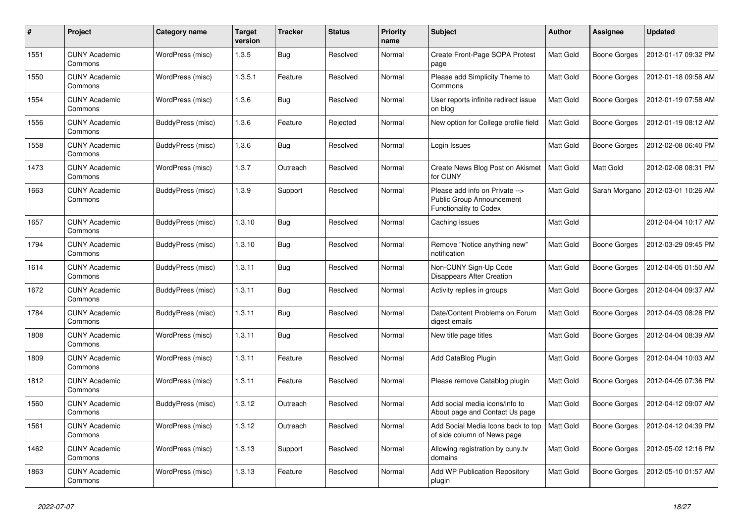| # | Project | Category name | Target version | Tracker | Status | Priority name | Subject | Author | Assignee | Updated |
|---|---|---|---|---|---|---|---|---|---|---|
| 1551 | CUNY Academic Commons | WordPress (misc) | 1.3.5 | Bug | Resolved | Normal | Create Front-Page SOPA Protest page | Matt Gold | Boone Gorges | 2012-01-17 09:32 PM |
| 1550 | CUNY Academic Commons | WordPress (misc) | 1.3.5.1 | Feature | Resolved | Normal | Please add Simplicity Theme to Commons | Matt Gold | Boone Gorges | 2012-01-18 09:58 AM |
| 1554 | CUNY Academic Commons | WordPress (misc) | 1.3.6 | Bug | Resolved | Normal | User reports infinite redirect issue on blog | Matt Gold | Boone Gorges | 2012-01-19 07:58 AM |
| 1556 | CUNY Academic Commons | BuddyPress (misc) | 1.3.6 | Feature | Rejected | Normal | New option for College profile field | Matt Gold | Boone Gorges | 2012-01-19 08:12 AM |
| 1558 | CUNY Academic Commons | BuddyPress (misc) | 1.3.6 | Bug | Resolved | Normal | Login Issues | Matt Gold | Boone Gorges | 2012-02-08 06:40 PM |
| 1473 | CUNY Academic Commons | WordPress (misc) | 1.3.7 | Outreach | Resolved | Normal | Create News Blog Post on Akismet for CUNY | Matt Gold | Matt Gold | 2012-02-08 08:31 PM |
| 1663 | CUNY Academic Commons | BuddyPress (misc) | 1.3.9 | Support | Resolved | Normal | Please add info on Private --> Public Group Announcement Functionality to Codex | Matt Gold | Sarah Morgano | 2012-03-01 10:26 AM |
| 1657 | CUNY Academic Commons | BuddyPress (misc) | 1.3.10 | Bug | Resolved | Normal | Caching Issues | Matt Gold | | 2012-04-04 10:17 AM |
| 1794 | CUNY Academic Commons | BuddyPress (misc) | 1.3.10 | Bug | Resolved | Normal | Remove "Notice anything new" notification | Matt Gold | Boone Gorges | 2012-03-29 09:45 PM |
| 1614 | CUNY Academic Commons | BuddyPress (misc) | 1.3.11 | Bug | Resolved | Normal | Non-CUNY Sign-Up Code Disappears After Creation | Matt Gold | Boone Gorges | 2012-04-05 01:50 AM |
| 1672 | CUNY Academic Commons | BuddyPress (misc) | 1.3.11 | Bug | Resolved | Normal | Activity replies in groups | Matt Gold | Boone Gorges | 2012-04-04 09:37 AM |
| 1784 | CUNY Academic Commons | BuddyPress (misc) | 1.3.11 | Bug | Resolved | Normal | Date/Content Problems on Forum digest emails | Matt Gold | Boone Gorges | 2012-04-03 08:28 PM |
| 1808 | CUNY Academic Commons | WordPress (misc) | 1.3.11 | Bug | Resolved | Normal | New title page titles | Matt Gold | Boone Gorges | 2012-04-04 08:39 AM |
| 1809 | CUNY Academic Commons | WordPress (misc) | 1.3.11 | Feature | Resolved | Normal | Add CataBlog Plugin | Matt Gold | Boone Gorges | 2012-04-04 10:03 AM |
| 1812 | CUNY Academic Commons | WordPress (misc) | 1.3.11 | Feature | Resolved | Normal | Please remove Catablog plugin | Matt Gold | Boone Gorges | 2012-04-05 07:36 PM |
| 1560 | CUNY Academic Commons | BuddyPress (misc) | 1.3.12 | Outreach | Resolved | Normal | Add social media icons/info to About page and Contact Us page | Matt Gold | Boone Gorges | 2012-04-12 09:07 AM |
| 1561 | CUNY Academic Commons | WordPress (misc) | 1.3.12 | Outreach | Resolved | Normal | Add Social Media Icons back to top of side column of News page | Matt Gold | Boone Gorges | 2012-04-12 04:39 PM |
| 1462 | CUNY Academic Commons | WordPress (misc) | 1.3.13 | Support | Resolved | Normal | Allowing registration by cuny.tv domains | Matt Gold | Boone Gorges | 2012-05-02 12:16 PM |
| 1863 | CUNY Academic Commons | WordPress (misc) | 1.3.13 | Feature | Resolved | Normal | Add WP Publication Repository plugin | Matt Gold | Boone Gorges | 2012-05-10 01:57 AM |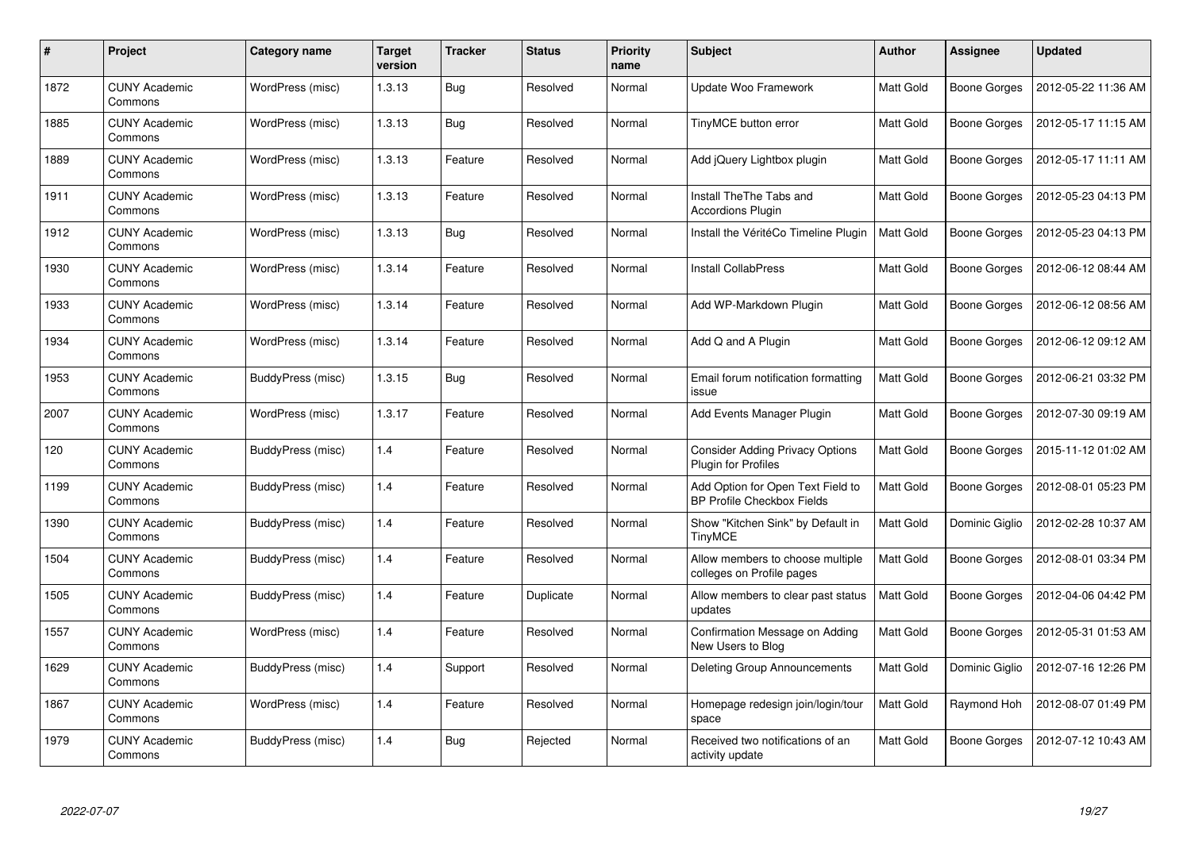| # | Project | Category name | Target version | Tracker | Status | Priority name | Subject | Author | Assignee | Updated |
|---|---|---|---|---|---|---|---|---|---|---|
| 1872 | CUNY Academic Commons | WordPress (misc) | 1.3.13 | Bug | Resolved | Normal | Update Woo Framework | Matt Gold | Boone Gorges | 2012-05-22 11:36 AM |
| 1885 | CUNY Academic Commons | WordPress (misc) | 1.3.13 | Bug | Resolved | Normal | TinyMCE button error | Matt Gold | Boone Gorges | 2012-05-17 11:15 AM |
| 1889 | CUNY Academic Commons | WordPress (misc) | 1.3.13 | Feature | Resolved | Normal | Add jQuery Lightbox plugin | Matt Gold | Boone Gorges | 2012-05-17 11:11 AM |
| 1911 | CUNY Academic Commons | WordPress (misc) | 1.3.13 | Feature | Resolved | Normal | Install TheThe Tabs and Accordions Plugin | Matt Gold | Boone Gorges | 2012-05-23 04:13 PM |
| 1912 | CUNY Academic Commons | WordPress (misc) | 1.3.13 | Bug | Resolved | Normal | Install the VéritéCo Timeline Plugin | Matt Gold | Boone Gorges | 2012-05-23 04:13 PM |
| 1930 | CUNY Academic Commons | WordPress (misc) | 1.3.14 | Feature | Resolved | Normal | Install CollabPress | Matt Gold | Boone Gorges | 2012-06-12 08:44 AM |
| 1933 | CUNY Academic Commons | WordPress (misc) | 1.3.14 | Feature | Resolved | Normal | Add WP-Markdown Plugin | Matt Gold | Boone Gorges | 2012-06-12 08:56 AM |
| 1934 | CUNY Academic Commons | WordPress (misc) | 1.3.14 | Feature | Resolved | Normal | Add Q and A Plugin | Matt Gold | Boone Gorges | 2012-06-12 09:12 AM |
| 1953 | CUNY Academic Commons | BuddyPress (misc) | 1.3.15 | Bug | Resolved | Normal | Email forum notification formatting issue | Matt Gold | Boone Gorges | 2012-06-21 03:32 PM |
| 2007 | CUNY Academic Commons | WordPress (misc) | 1.3.17 | Feature | Resolved | Normal | Add Events Manager Plugin | Matt Gold | Boone Gorges | 2012-07-30 09:19 AM |
| 120 | CUNY Academic Commons | BuddyPress (misc) | 1.4 | Feature | Resolved | Normal | Consider Adding Privacy Options Plugin for Profiles | Matt Gold | Boone Gorges | 2015-11-12 01:02 AM |
| 1199 | CUNY Academic Commons | BuddyPress (misc) | 1.4 | Feature | Resolved | Normal | Add Option for Open Text Field to BP Profile Checkbox Fields | Matt Gold | Boone Gorges | 2012-08-01 05:23 PM |
| 1390 | CUNY Academic Commons | BuddyPress (misc) | 1.4 | Feature | Resolved | Normal | Show "Kitchen Sink" by Default in TinyMCE | Matt Gold | Dominic Giglio | 2012-02-28 10:37 AM |
| 1504 | CUNY Academic Commons | BuddyPress (misc) | 1.4 | Feature | Resolved | Normal | Allow members to choose multiple colleges on Profile pages | Matt Gold | Boone Gorges | 2012-08-01 03:34 PM |
| 1505 | CUNY Academic Commons | BuddyPress (misc) | 1.4 | Feature | Duplicate | Normal | Allow members to clear past status updates | Matt Gold | Boone Gorges | 2012-04-06 04:42 PM |
| 1557 | CUNY Academic Commons | WordPress (misc) | 1.4 | Feature | Resolved | Normal | Confirmation Message on Adding New Users to Blog | Matt Gold | Boone Gorges | 2012-05-31 01:53 AM |
| 1629 | CUNY Academic Commons | BuddyPress (misc) | 1.4 | Support | Resolved | Normal | Deleting Group Announcements | Matt Gold | Dominic Giglio | 2012-07-16 12:26 PM |
| 1867 | CUNY Academic Commons | WordPress (misc) | 1.4 | Feature | Resolved | Normal | Homepage redesign join/login/tour space | Matt Gold | Raymond Hoh | 2012-08-07 01:49 PM |
| 1979 | CUNY Academic Commons | BuddyPress (misc) | 1.4 | Bug | Rejected | Normal | Received two notifications of an activity update | Matt Gold | Boone Gorges | 2012-07-12 10:43 AM |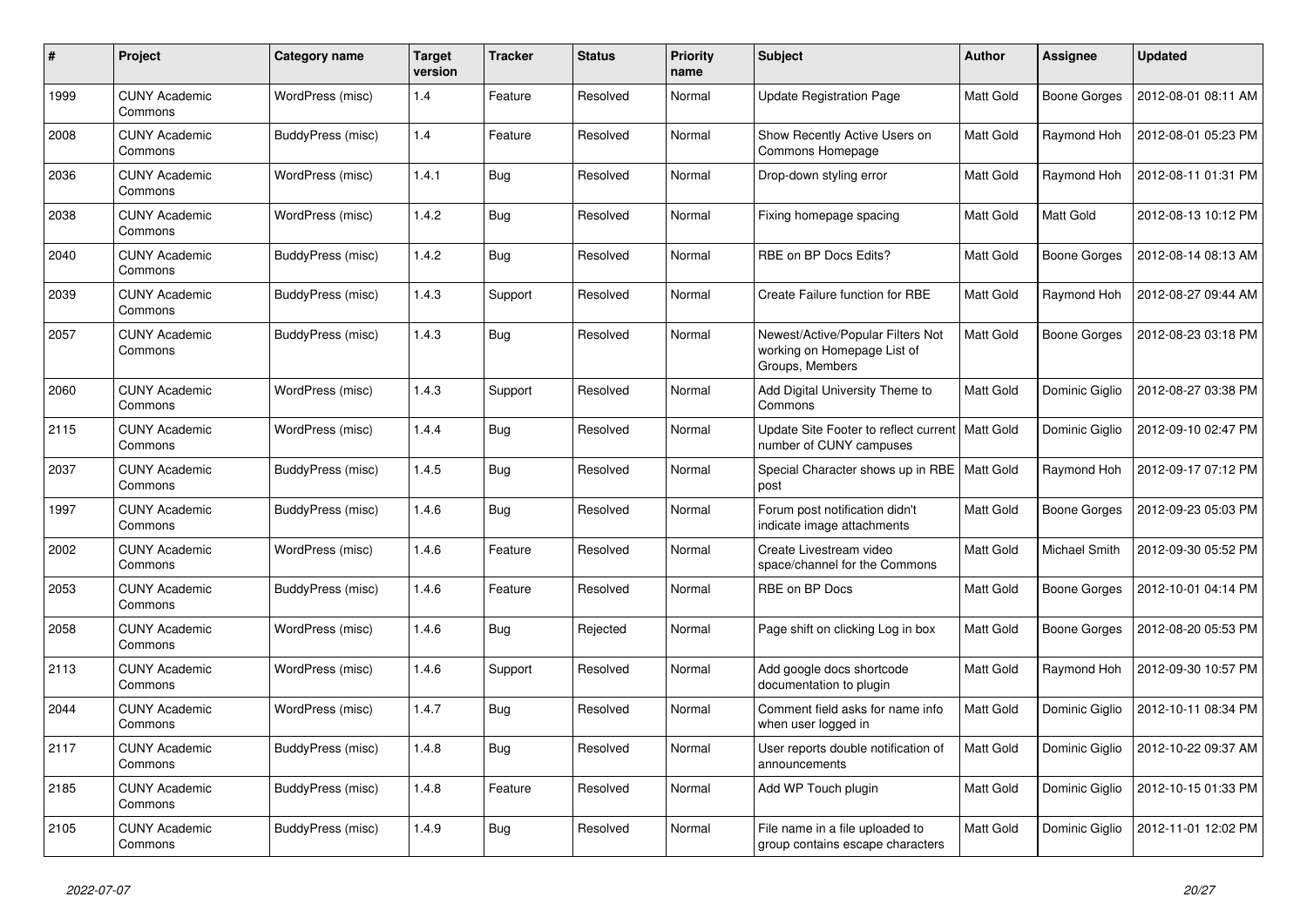| # | Project | Category name | Target version | Tracker | Status | Priority name | Subject | Author | Assignee | Updated |
|---|---|---|---|---|---|---|---|---|---|---|
| 1999 | CUNY Academic Commons | WordPress (misc) | 1.4 | Feature | Resolved | Normal | Update Registration Page | Matt Gold | Boone Gorges | 2012-08-01 08:11 AM |
| 2008 | CUNY Academic Commons | BuddyPress (misc) | 1.4 | Feature | Resolved | Normal | Show Recently Active Users on Commons Homepage | Matt Gold | Raymond Hoh | 2012-08-01 05:23 PM |
| 2036 | CUNY Academic Commons | WordPress (misc) | 1.4.1 | Bug | Resolved | Normal | Drop-down styling error | Matt Gold | Raymond Hoh | 2012-08-11 01:31 PM |
| 2038 | CUNY Academic Commons | WordPress (misc) | 1.4.2 | Bug | Resolved | Normal | Fixing homepage spacing | Matt Gold | Matt Gold | 2012-08-13 10:12 PM |
| 2040 | CUNY Academic Commons | BuddyPress (misc) | 1.4.2 | Bug | Resolved | Normal | RBE on BP Docs Edits? | Matt Gold | Boone Gorges | 2012-08-14 08:13 AM |
| 2039 | CUNY Academic Commons | BuddyPress (misc) | 1.4.3 | Support | Resolved | Normal | Create Failure function for RBE | Matt Gold | Raymond Hoh | 2012-08-27 09:44 AM |
| 2057 | CUNY Academic Commons | BuddyPress (misc) | 1.4.3 | Bug | Resolved | Normal | Newest/Active/Popular Filters Not working on Homepage List of Groups, Members | Matt Gold | Boone Gorges | 2012-08-23 03:18 PM |
| 2060 | CUNY Academic Commons | WordPress (misc) | 1.4.3 | Support | Resolved | Normal | Add Digital University Theme to Commons | Matt Gold | Dominic Giglio | 2012-08-27 03:38 PM |
| 2115 | CUNY Academic Commons | WordPress (misc) | 1.4.4 | Bug | Resolved | Normal | Update Site Footer to reflect current number of CUNY campuses | Matt Gold | Dominic Giglio | 2012-09-10 02:47 PM |
| 2037 | CUNY Academic Commons | BuddyPress (misc) | 1.4.5 | Bug | Resolved | Normal | Special Character shows up in RBE post | Matt Gold | Raymond Hoh | 2012-09-17 07:12 PM |
| 1997 | CUNY Academic Commons | BuddyPress (misc) | 1.4.6 | Bug | Resolved | Normal | Forum post notification didn't indicate image attachments | Matt Gold | Boone Gorges | 2012-09-23 05:03 PM |
| 2002 | CUNY Academic Commons | WordPress (misc) | 1.4.6 | Feature | Resolved | Normal | Create Livestream video space/channel for the Commons | Matt Gold | Michael Smith | 2012-09-30 05:52 PM |
| 2053 | CUNY Academic Commons | BuddyPress (misc) | 1.4.6 | Feature | Resolved | Normal | RBE on BP Docs | Matt Gold | Boone Gorges | 2012-10-01 04:14 PM |
| 2058 | CUNY Academic Commons | WordPress (misc) | 1.4.6 | Bug | Rejected | Normal | Page shift on clicking Log in box | Matt Gold | Boone Gorges | 2012-08-20 05:53 PM |
| 2113 | CUNY Academic Commons | WordPress (misc) | 1.4.6 | Support | Resolved | Normal | Add google docs shortcode documentation to plugin | Matt Gold | Raymond Hoh | 2012-09-30 10:57 PM |
| 2044 | CUNY Academic Commons | WordPress (misc) | 1.4.7 | Bug | Resolved | Normal | Comment field asks for name info when user logged in | Matt Gold | Dominic Giglio | 2012-10-11 08:34 PM |
| 2117 | CUNY Academic Commons | BuddyPress (misc) | 1.4.8 | Bug | Resolved | Normal | User reports double notification of announcements | Matt Gold | Dominic Giglio | 2012-10-22 09:37 AM |
| 2185 | CUNY Academic Commons | BuddyPress (misc) | 1.4.8 | Feature | Resolved | Normal | Add WP Touch plugin | Matt Gold | Dominic Giglio | 2012-10-15 01:33 PM |
| 2105 | CUNY Academic Commons | BuddyPress (misc) | 1.4.9 | Bug | Resolved | Normal | File name in a file uploaded to group contains escape characters | Matt Gold | Dominic Giglio | 2012-11-01 12:02 PM |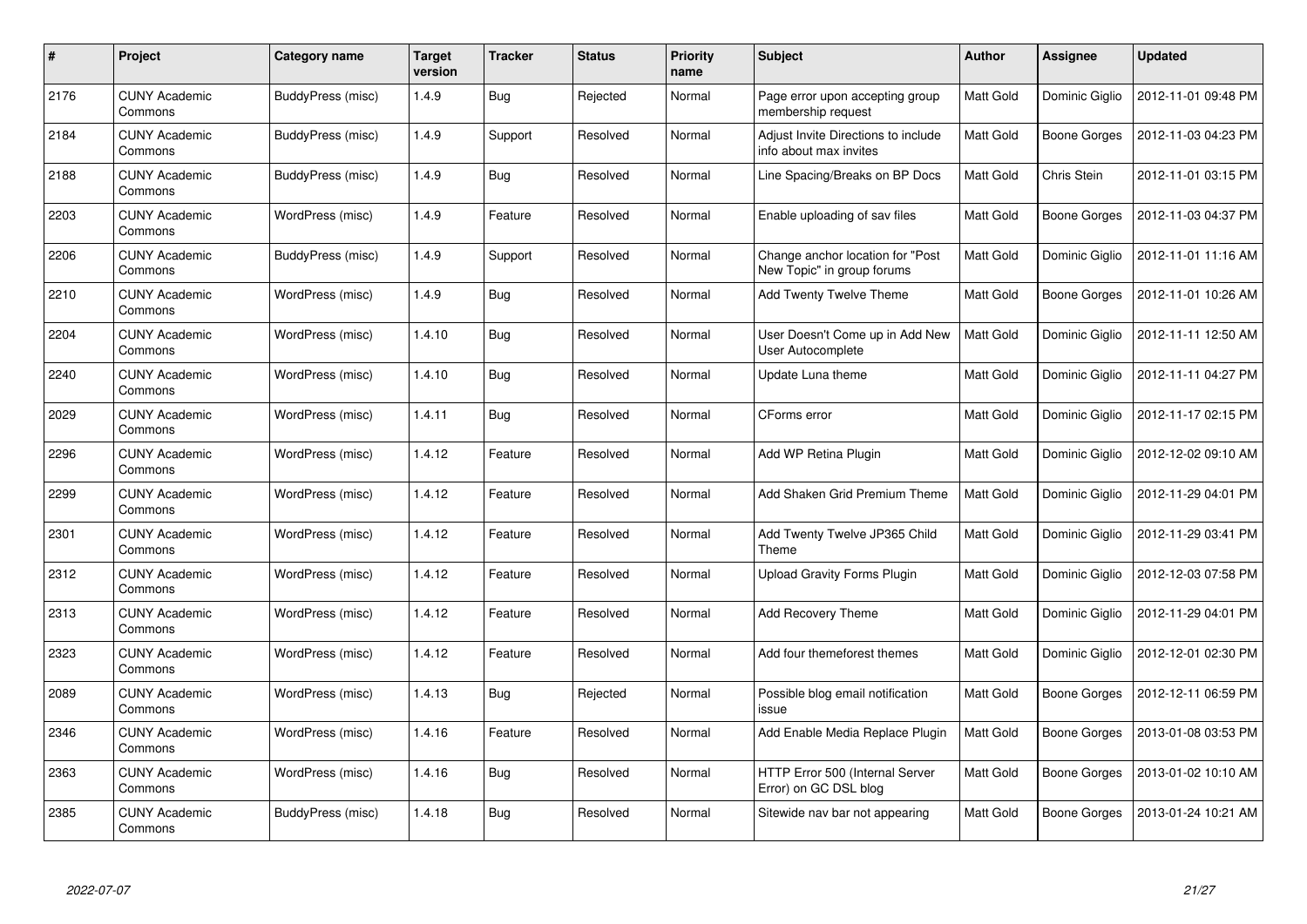| # | Project | Category name | Target version | Tracker | Status | Priority name | Subject | Author | Assignee | Updated |
|---|---|---|---|---|---|---|---|---|---|---|
| 2176 | CUNY Academic Commons | BuddyPress (misc) | 1.4.9 | Bug | Rejected | Normal | Page error upon accepting group membership request | Matt Gold | Dominic Giglio | 2012-11-01 09:48 PM |
| 2184 | CUNY Academic Commons | BuddyPress (misc) | 1.4.9 | Support | Resolved | Normal | Adjust Invite Directions to include info about max invites | Matt Gold | Boone Gorges | 2012-11-03 04:23 PM |
| 2188 | CUNY Academic Commons | BuddyPress (misc) | 1.4.9 | Bug | Resolved | Normal | Line Spacing/Breaks on BP Docs | Matt Gold | Chris Stein | 2012-11-01 03:15 PM |
| 2203 | CUNY Academic Commons | WordPress (misc) | 1.4.9 | Feature | Resolved | Normal | Enable uploading of sav files | Matt Gold | Boone Gorges | 2012-11-03 04:37 PM |
| 2206 | CUNY Academic Commons | BuddyPress (misc) | 1.4.9 | Support | Resolved | Normal | Change anchor location for "Post New Topic" in group forums | Matt Gold | Dominic Giglio | 2012-11-01 11:16 AM |
| 2210 | CUNY Academic Commons | WordPress (misc) | 1.4.9 | Bug | Resolved | Normal | Add Twenty Twelve Theme | Matt Gold | Boone Gorges | 2012-11-01 10:26 AM |
| 2204 | CUNY Academic Commons | WordPress (misc) | 1.4.10 | Bug | Resolved | Normal | User Doesn't Come up in Add New User Autocomplete | Matt Gold | Dominic Giglio | 2012-11-11 12:50 AM |
| 2240 | CUNY Academic Commons | WordPress (misc) | 1.4.10 | Bug | Resolved | Normal | Update Luna theme | Matt Gold | Dominic Giglio | 2012-11-11 04:27 PM |
| 2029 | CUNY Academic Commons | WordPress (misc) | 1.4.11 | Bug | Resolved | Normal | CForms error | Matt Gold | Dominic Giglio | 2012-11-17 02:15 PM |
| 2296 | CUNY Academic Commons | WordPress (misc) | 1.4.12 | Feature | Resolved | Normal | Add WP Retina Plugin | Matt Gold | Dominic Giglio | 2012-12-02 09:10 AM |
| 2299 | CUNY Academic Commons | WordPress (misc) | 1.4.12 | Feature | Resolved | Normal | Add Shaken Grid Premium Theme | Matt Gold | Dominic Giglio | 2012-11-29 04:01 PM |
| 2301 | CUNY Academic Commons | WordPress (misc) | 1.4.12 | Feature | Resolved | Normal | Add Twenty Twelve JP365 Child Theme | Matt Gold | Dominic Giglio | 2012-11-29 03:41 PM |
| 2312 | CUNY Academic Commons | WordPress (misc) | 1.4.12 | Feature | Resolved | Normal | Upload Gravity Forms Plugin | Matt Gold | Dominic Giglio | 2012-12-03 07:58 PM |
| 2313 | CUNY Academic Commons | WordPress (misc) | 1.4.12 | Feature | Resolved | Normal | Add Recovery Theme | Matt Gold | Dominic Giglio | 2012-11-29 04:01 PM |
| 2323 | CUNY Academic Commons | WordPress (misc) | 1.4.12 | Feature | Resolved | Normal | Add four themeforest themes | Matt Gold | Dominic Giglio | 2012-12-01 02:30 PM |
| 2089 | CUNY Academic Commons | WordPress (misc) | 1.4.13 | Bug | Rejected | Normal | Possible blog email notification issue | Matt Gold | Boone Gorges | 2012-12-11 06:59 PM |
| 2346 | CUNY Academic Commons | WordPress (misc) | 1.4.16 | Feature | Resolved | Normal | Add Enable Media Replace Plugin | Matt Gold | Boone Gorges | 2013-01-08 03:53 PM |
| 2363 | CUNY Academic Commons | WordPress (misc) | 1.4.16 | Bug | Resolved | Normal | HTTP Error 500 (Internal Server Error) on GC DSL blog | Matt Gold | Boone Gorges | 2013-01-02 10:10 AM |
| 2385 | CUNY Academic Commons | BuddyPress (misc) | 1.4.18 | Bug | Resolved | Normal | Sitewide nav bar not appearing | Matt Gold | Boone Gorges | 2013-01-24 10:21 AM |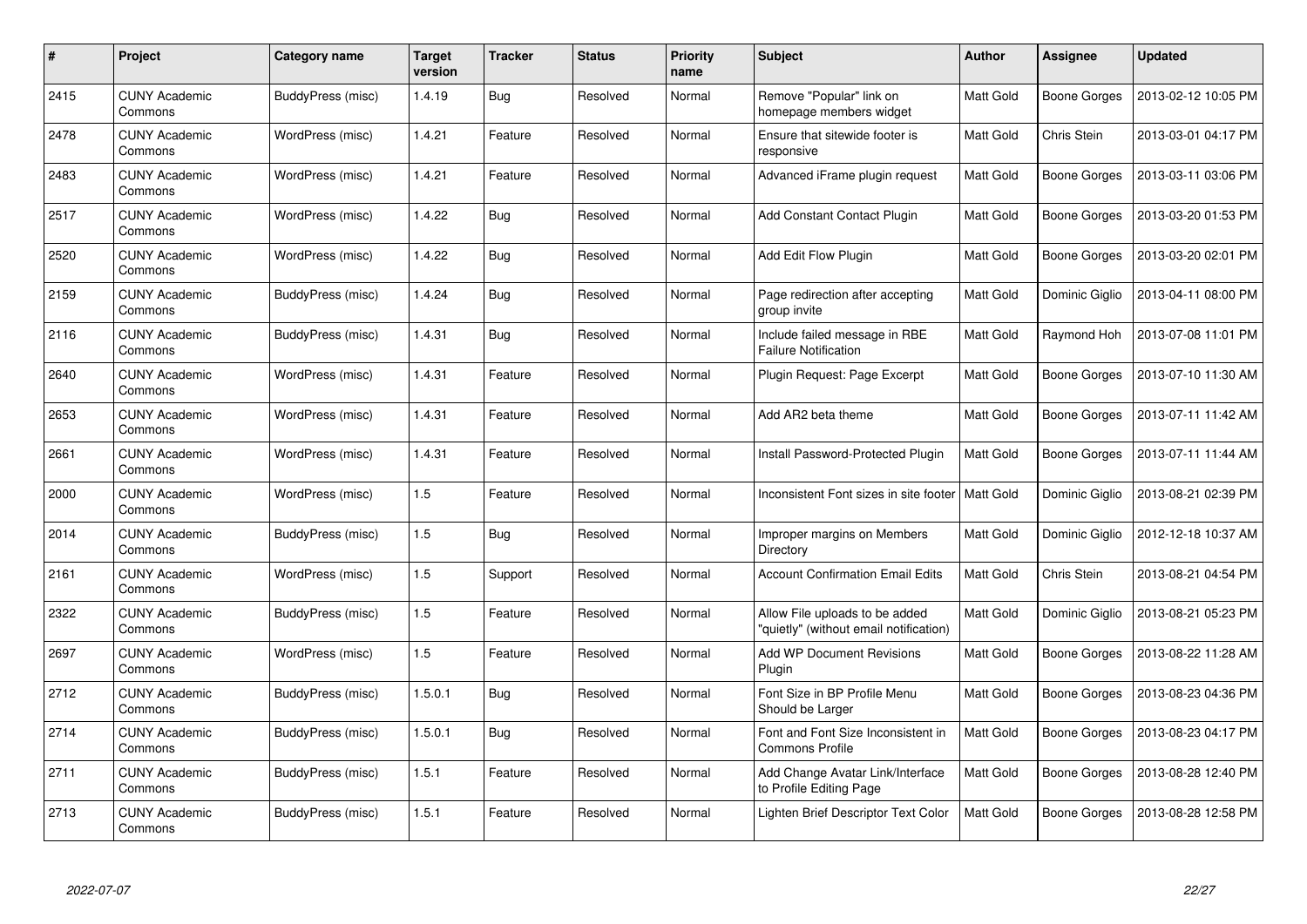| # | Project | Category name | Target version | Tracker | Status | Priority name | Subject | Author | Assignee | Updated |
|---|---|---|---|---|---|---|---|---|---|---|
| 2415 | CUNY Academic Commons | BuddyPress (misc) | 1.4.19 | Bug | Resolved | Normal | Remove "Popular" link on homepage members widget | Matt Gold | Boone Gorges | 2013-02-12 10:05 PM |
| 2478 | CUNY Academic Commons | WordPress (misc) | 1.4.21 | Feature | Resolved | Normal | Ensure that sitewide footer is responsive | Matt Gold | Chris Stein | 2013-03-01 04:17 PM |
| 2483 | CUNY Academic Commons | WordPress (misc) | 1.4.21 | Feature | Resolved | Normal | Advanced iFrame plugin request | Matt Gold | Boone Gorges | 2013-03-11 03:06 PM |
| 2517 | CUNY Academic Commons | WordPress (misc) | 1.4.22 | Bug | Resolved | Normal | Add Constant Contact Plugin | Matt Gold | Boone Gorges | 2013-03-20 01:53 PM |
| 2520 | CUNY Academic Commons | WordPress (misc) | 1.4.22 | Bug | Resolved | Normal | Add Edit Flow Plugin | Matt Gold | Boone Gorges | 2013-03-20 02:01 PM |
| 2159 | CUNY Academic Commons | BuddyPress (misc) | 1.4.24 | Bug | Resolved | Normal | Page redirection after accepting group invite | Matt Gold | Dominic Giglio | 2013-04-11 08:00 PM |
| 2116 | CUNY Academic Commons | BuddyPress (misc) | 1.4.31 | Bug | Resolved | Normal | Include failed message in RBE Failure Notification | Matt Gold | Raymond Hoh | 2013-07-08 11:01 PM |
| 2640 | CUNY Academic Commons | WordPress (misc) | 1.4.31 | Feature | Resolved | Normal | Plugin Request: Page Excerpt | Matt Gold | Boone Gorges | 2013-07-10 11:30 AM |
| 2653 | CUNY Academic Commons | WordPress (misc) | 1.4.31 | Feature | Resolved | Normal | Add AR2 beta theme | Matt Gold | Boone Gorges | 2013-07-11 11:42 AM |
| 2661 | CUNY Academic Commons | WordPress (misc) | 1.4.31 | Feature | Resolved | Normal | Install Password-Protected Plugin | Matt Gold | Boone Gorges | 2013-07-11 11:44 AM |
| 2000 | CUNY Academic Commons | WordPress (misc) | 1.5 | Feature | Resolved | Normal | Inconsistent Font sizes in site footer | Matt Gold | Dominic Giglio | 2013-08-21 02:39 PM |
| 2014 | CUNY Academic Commons | BuddyPress (misc) | 1.5 | Bug | Resolved | Normal | Improper margins on Members Directory | Matt Gold | Dominic Giglio | 2012-12-18 10:37 AM |
| 2161 | CUNY Academic Commons | WordPress (misc) | 1.5 | Support | Resolved | Normal | Account Confirmation Email Edits | Matt Gold | Chris Stein | 2013-08-21 04:54 PM |
| 2322 | CUNY Academic Commons | BuddyPress (misc) | 1.5 | Feature | Resolved | Normal | Allow File uploads to be added "quietly" (without email notification) | Matt Gold | Dominic Giglio | 2013-08-21 05:23 PM |
| 2697 | CUNY Academic Commons | WordPress (misc) | 1.5 | Feature | Resolved | Normal | Add WP Document Revisions Plugin | Matt Gold | Boone Gorges | 2013-08-22 11:28 AM |
| 2712 | CUNY Academic Commons | BuddyPress (misc) | 1.5.0.1 | Bug | Resolved | Normal | Font Size in BP Profile Menu Should be Larger | Matt Gold | Boone Gorges | 2013-08-23 04:36 PM |
| 2714 | CUNY Academic Commons | BuddyPress (misc) | 1.5.0.1 | Bug | Resolved | Normal | Font and Font Size Inconsistent in Commons Profile | Matt Gold | Boone Gorges | 2013-08-23 04:17 PM |
| 2711 | CUNY Academic Commons | BuddyPress (misc) | 1.5.1 | Feature | Resolved | Normal | Add Change Avatar Link/Interface to Profile Editing Page | Matt Gold | Boone Gorges | 2013-08-28 12:40 PM |
| 2713 | CUNY Academic Commons | BuddyPress (misc) | 1.5.1 | Feature | Resolved | Normal | Lighten Brief Descriptor Text Color | Matt Gold | Boone Gorges | 2013-08-28 12:58 PM |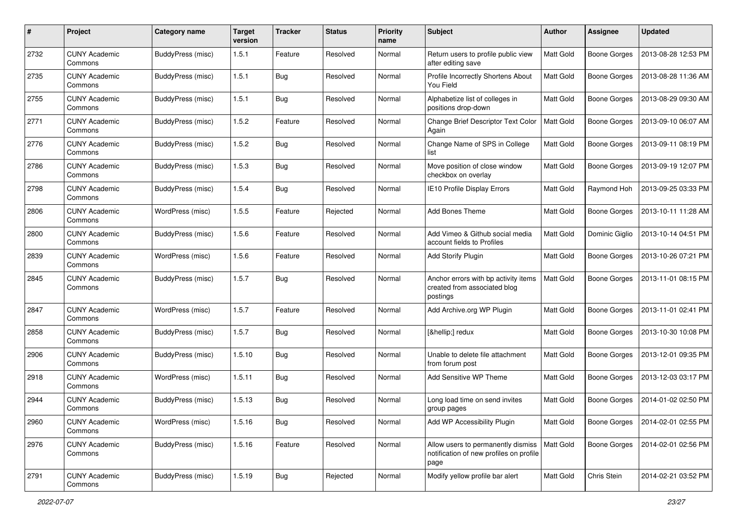| # | Project | Category name | Target version | Tracker | Status | Priority name | Subject | Author | Assignee | Updated |
|---|---|---|---|---|---|---|---|---|---|---|
| 2732 | CUNY Academic Commons | BuddyPress (misc) | 1.5.1 | Feature | Resolved | Normal | Return users to profile public view after editing save | Matt Gold | Boone Gorges | 2013-08-28 12:53 PM |
| 2735 | CUNY Academic Commons | BuddyPress (misc) | 1.5.1 | Bug | Resolved | Normal | Profile Incorrectly Shortens About You Field | Matt Gold | Boone Gorges | 2013-08-28 11:36 AM |
| 2755 | CUNY Academic Commons | BuddyPress (misc) | 1.5.1 | Bug | Resolved | Normal | Alphabetize list of colleges in positions drop-down | Matt Gold | Boone Gorges | 2013-08-29 09:30 AM |
| 2771 | CUNY Academic Commons | BuddyPress (misc) | 1.5.2 | Feature | Resolved | Normal | Change Brief Descriptor Text Color Again | Matt Gold | Boone Gorges | 2013-09-10 06:07 AM |
| 2776 | CUNY Academic Commons | BuddyPress (misc) | 1.5.2 | Bug | Resolved | Normal | Change Name of SPS in College list | Matt Gold | Boone Gorges | 2013-09-11 08:19 PM |
| 2786 | CUNY Academic Commons | BuddyPress (misc) | 1.5.3 | Bug | Resolved | Normal | Move position of close window checkbox on overlay | Matt Gold | Boone Gorges | 2013-09-19 12:07 PM |
| 2798 | CUNY Academic Commons | BuddyPress (misc) | 1.5.4 | Bug | Resolved | Normal | IE10 Profile Display Errors | Matt Gold | Raymond Hoh | 2013-09-25 03:33 PM |
| 2806 | CUNY Academic Commons | WordPress (misc) | 1.5.5 | Feature | Rejected | Normal | Add Bones Theme | Matt Gold | Boone Gorges | 2013-10-11 11:28 AM |
| 2800 | CUNY Academic Commons | BuddyPress (misc) | 1.5.6 | Feature | Resolved | Normal | Add Vimeo & Github social media account fields to Profiles | Matt Gold | Dominic Giglio | 2013-10-14 04:51 PM |
| 2839 | CUNY Academic Commons | WordPress (misc) | 1.5.6 | Feature | Resolved | Normal | Add Storify Plugin | Matt Gold | Boone Gorges | 2013-10-26 07:21 PM |
| 2845 | CUNY Academic Commons | BuddyPress (misc) | 1.5.7 | Bug | Resolved | Normal | Anchor errors with bp activity items created from associated blog postings | Matt Gold | Boone Gorges | 2013-11-01 08:15 PM |
| 2847 | CUNY Academic Commons | WordPress (misc) | 1.5.7 | Feature | Resolved | Normal | Add Archive.org WP Plugin | Matt Gold | Boone Gorges | 2013-11-01 02:41 PM |
| 2858 | CUNY Academic Commons | BuddyPress (misc) | 1.5.7 | Bug | Resolved | Normal | [&hellip;] redux | Matt Gold | Boone Gorges | 2013-10-30 10:08 PM |
| 2906 | CUNY Academic Commons | BuddyPress (misc) | 1.5.10 | Bug | Resolved | Normal | Unable to delete file attachment from forum post | Matt Gold | Boone Gorges | 2013-12-01 09:35 PM |
| 2918 | CUNY Academic Commons | WordPress (misc) | 1.5.11 | Bug | Resolved | Normal | Add Sensitive WP Theme | Matt Gold | Boone Gorges | 2013-12-03 03:17 PM |
| 2944 | CUNY Academic Commons | BuddyPress (misc) | 1.5.13 | Bug | Resolved | Normal | Long load time on send invites group pages | Matt Gold | Boone Gorges | 2014-01-02 02:50 PM |
| 2960 | CUNY Academic Commons | WordPress (misc) | 1.5.16 | Bug | Resolved | Normal | Add WP Accessibility Plugin | Matt Gold | Boone Gorges | 2014-02-01 02:55 PM |
| 2976 | CUNY Academic Commons | BuddyPress (misc) | 1.5.16 | Feature | Resolved | Normal | Allow users to permanently dismiss notification of new profiles on profile page | Matt Gold | Boone Gorges | 2014-02-01 02:56 PM |
| 2791 | CUNY Academic Commons | BuddyPress (misc) | 1.5.19 | Bug | Rejected | Normal | Modify yellow profile bar alert | Matt Gold | Chris Stein | 2014-02-21 03:52 PM |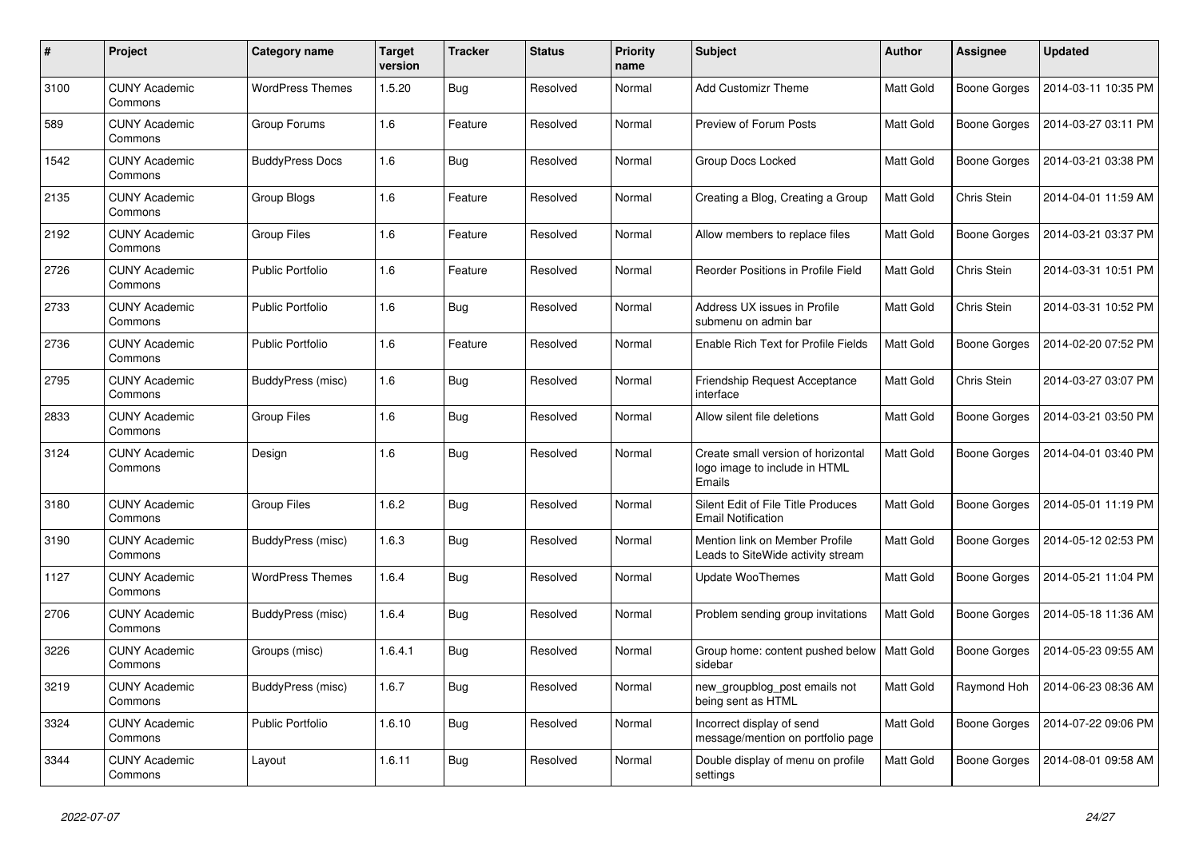| # | Project | Category name | Target version | Tracker | Status | Priority name | Subject | Author | Assignee | Updated |
|---|---|---|---|---|---|---|---|---|---|---|
| 3100 | CUNY Academic Commons | WordPress Themes | 1.5.20 | Bug | Resolved | Normal | Add Customizr Theme | Matt Gold | Boone Gorges | 2014-03-11 10:35 PM |
| 589 | CUNY Academic Commons | Group Forums | 1.6 | Feature | Resolved | Normal | Preview of Forum Posts | Matt Gold | Boone Gorges | 2014-03-27 03:11 PM |
| 1542 | CUNY Academic Commons | BuddyPress Docs | 1.6 | Bug | Resolved | Normal | Group Docs Locked | Matt Gold | Boone Gorges | 2014-03-21 03:38 PM |
| 2135 | CUNY Academic Commons | Group Blogs | 1.6 | Feature | Resolved | Normal | Creating a Blog, Creating a Group | Matt Gold | Chris Stein | 2014-04-01 11:59 AM |
| 2192 | CUNY Academic Commons | Group Files | 1.6 | Feature | Resolved | Normal | Allow members to replace files | Matt Gold | Boone Gorges | 2014-03-21 03:37 PM |
| 2726 | CUNY Academic Commons | Public Portfolio | 1.6 | Feature | Resolved | Normal | Reorder Positions in Profile Field | Matt Gold | Chris Stein | 2014-03-31 10:51 PM |
| 2733 | CUNY Academic Commons | Public Portfolio | 1.6 | Bug | Resolved | Normal | Address UX issues in Profile submenu on admin bar | Matt Gold | Chris Stein | 2014-03-31 10:52 PM |
| 2736 | CUNY Academic Commons | Public Portfolio | 1.6 | Feature | Resolved | Normal | Enable Rich Text for Profile Fields | Matt Gold | Boone Gorges | 2014-02-20 07:52 PM |
| 2795 | CUNY Academic Commons | BuddyPress (misc) | 1.6 | Bug | Resolved | Normal | Friendship Request Acceptance interface | Matt Gold | Chris Stein | 2014-03-27 03:07 PM |
| 2833 | CUNY Academic Commons | Group Files | 1.6 | Bug | Resolved | Normal | Allow silent file deletions | Matt Gold | Boone Gorges | 2014-03-21 03:50 PM |
| 3124 | CUNY Academic Commons | Design | 1.6 | Bug | Resolved | Normal | Create small version of horizontal logo image to include in HTML Emails | Matt Gold | Boone Gorges | 2014-04-01 03:40 PM |
| 3180 | CUNY Academic Commons | Group Files | 1.6.2 | Bug | Resolved | Normal | Silent Edit of File Title Produces Email Notification | Matt Gold | Boone Gorges | 2014-05-01 11:19 PM |
| 3190 | CUNY Academic Commons | BuddyPress (misc) | 1.6.3 | Bug | Resolved | Normal | Mention link on Member Profile Leads to SiteWide activity stream | Matt Gold | Boone Gorges | 2014-05-12 02:53 PM |
| 1127 | CUNY Academic Commons | WordPress Themes | 1.6.4 | Bug | Resolved | Normal | Update WooThemes | Matt Gold | Boone Gorges | 2014-05-21 11:04 PM |
| 2706 | CUNY Academic Commons | BuddyPress (misc) | 1.6.4 | Bug | Resolved | Normal | Problem sending group invitations | Matt Gold | Boone Gorges | 2014-05-18 11:36 AM |
| 3226 | CUNY Academic Commons | Groups (misc) | 1.6.4.1 | Bug | Resolved | Normal | Group home: content pushed below sidebar | Matt Gold | Boone Gorges | 2014-05-23 09:55 AM |
| 3219 | CUNY Academic Commons | BuddyPress (misc) | 1.6.7 | Bug | Resolved | Normal | new_groupblog_post emails not being sent as HTML | Matt Gold | Raymond Hoh | 2014-06-23 08:36 AM |
| 3324 | CUNY Academic Commons | Public Portfolio | 1.6.10 | Bug | Resolved | Normal | Incorrect display of send message/mention on portfolio page | Matt Gold | Boone Gorges | 2014-07-22 09:06 PM |
| 3344 | CUNY Academic Commons | Layout | 1.6.11 | Bug | Resolved | Normal | Double display of menu on profile settings | Matt Gold | Boone Gorges | 2014-08-01 09:58 AM |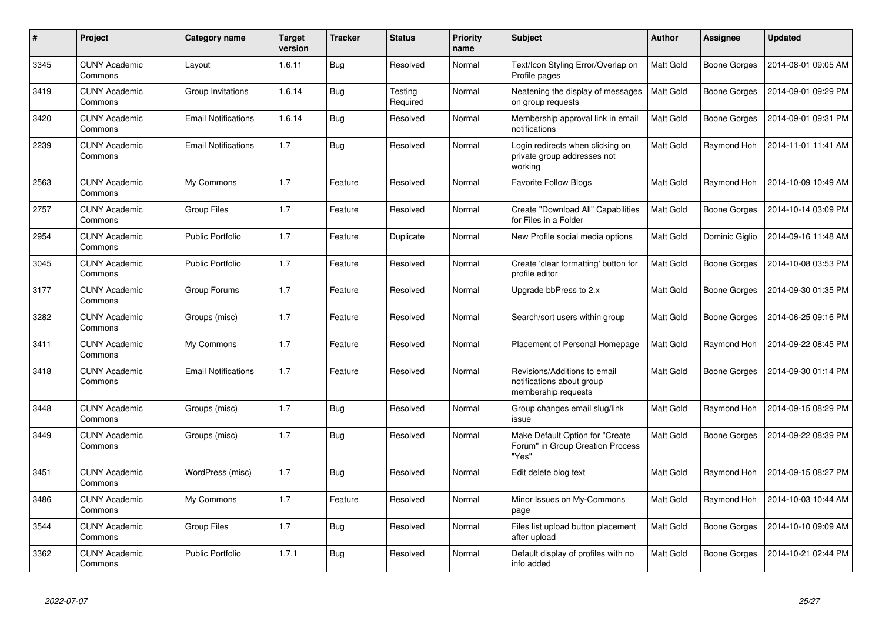| # | Project | Category name | Target version | Tracker | Status | Priority name | Subject | Author | Assignee | Updated |
|---|---|---|---|---|---|---|---|---|---|---|
| 3345 | CUNY Academic Commons | Layout | 1.6.11 | Bug | Resolved | Normal | Text/Icon Styling Error/Overlap on Profile pages | Matt Gold | Boone Gorges | 2014-08-01 09:05 AM |
| 3419 | CUNY Academic Commons | Group Invitations | 1.6.14 | Bug | Testing Required | Normal | Neatening the display of messages on group requests | Matt Gold | Boone Gorges | 2014-09-01 09:29 PM |
| 3420 | CUNY Academic Commons | Email Notifications | 1.6.14 | Bug | Resolved | Normal | Membership approval link in email notifications | Matt Gold | Boone Gorges | 2014-09-01 09:31 PM |
| 2239 | CUNY Academic Commons | Email Notifications | 1.7 | Bug | Resolved | Normal | Login redirects when clicking on private group addresses not working | Matt Gold | Raymond Hoh | 2014-11-01 11:41 AM |
| 2563 | CUNY Academic Commons | My Commons | 1.7 | Feature | Resolved | Normal | Favorite Follow Blogs | Matt Gold | Raymond Hoh | 2014-10-09 10:49 AM |
| 2757 | CUNY Academic Commons | Group Files | 1.7 | Feature | Resolved | Normal | Create "Download All" Capabilities for Files in a Folder | Matt Gold | Boone Gorges | 2014-10-14 03:09 PM |
| 2954 | CUNY Academic Commons | Public Portfolio | 1.7 | Feature | Duplicate | Normal | New Profile social media options | Matt Gold | Dominic Giglio | 2014-09-16 11:48 AM |
| 3045 | CUNY Academic Commons | Public Portfolio | 1.7 | Feature | Resolved | Normal | Create 'clear formatting' button for profile editor | Matt Gold | Boone Gorges | 2014-10-08 03:53 PM |
| 3177 | CUNY Academic Commons | Group Forums | 1.7 | Feature | Resolved | Normal | Upgrade bbPress to 2.x | Matt Gold | Boone Gorges | 2014-09-30 01:35 PM |
| 3282 | CUNY Academic Commons | Groups (misc) | 1.7 | Feature | Resolved | Normal | Search/sort users within group | Matt Gold | Boone Gorges | 2014-06-25 09:16 PM |
| 3411 | CUNY Academic Commons | My Commons | 1.7 | Feature | Resolved | Normal | Placement of Personal Homepage | Matt Gold | Raymond Hoh | 2014-09-22 08:45 PM |
| 3418 | CUNY Academic Commons | Email Notifications | 1.7 | Feature | Resolved | Normal | Revisions/Additions to email notifications about group membership requests | Matt Gold | Boone Gorges | 2014-09-30 01:14 PM |
| 3448 | CUNY Academic Commons | Groups (misc) | 1.7 | Bug | Resolved | Normal | Group changes email slug/link issue | Matt Gold | Raymond Hoh | 2014-09-15 08:29 PM |
| 3449 | CUNY Academic Commons | Groups (misc) | 1.7 | Bug | Resolved | Normal | Make Default Option for "Create Forum" in Group Creation Process "Yes" | Matt Gold | Boone Gorges | 2014-09-22 08:39 PM |
| 3451 | CUNY Academic Commons | WordPress (misc) | 1.7 | Bug | Resolved | Normal | Edit delete blog text | Matt Gold | Raymond Hoh | 2014-09-15 08:27 PM |
| 3486 | CUNY Academic Commons | My Commons | 1.7 | Feature | Resolved | Normal | Minor Issues on My-Commons page | Matt Gold | Raymond Hoh | 2014-10-03 10:44 AM |
| 3544 | CUNY Academic Commons | Group Files | 1.7 | Bug | Resolved | Normal | Files list upload button placement after upload | Matt Gold | Boone Gorges | 2014-10-10 09:09 AM |
| 3362 | CUNY Academic Commons | Public Portfolio | 1.7.1 | Bug | Resolved | Normal | Default display of profiles with no info added | Matt Gold | Boone Gorges | 2014-10-21 02:44 PM |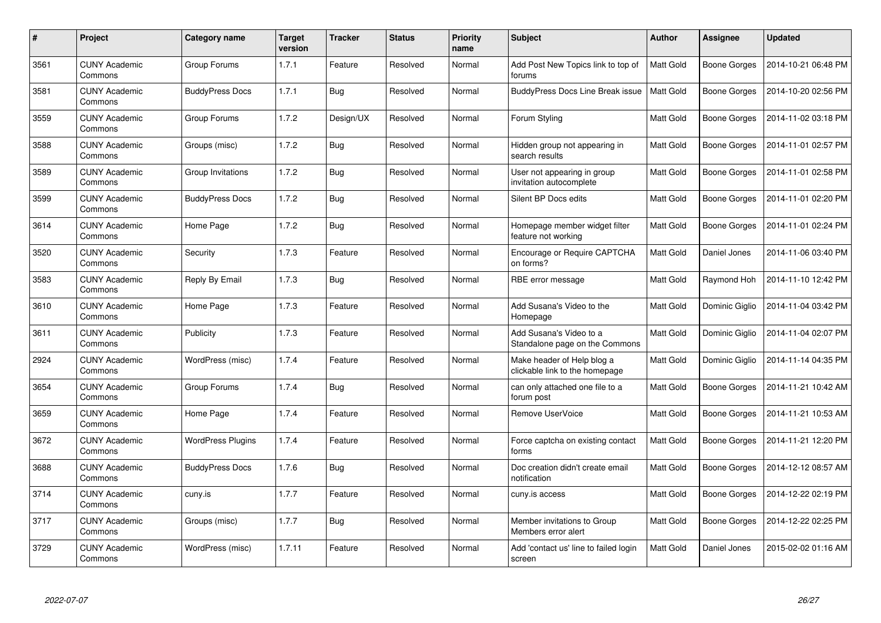| # | Project | Category name | Target version | Tracker | Status | Priority name | Subject | Author | Assignee | Updated |
|---|---|---|---|---|---|---|---|---|---|---|
| 3561 | CUNY Academic Commons | Group Forums | 1.7.1 | Feature | Resolved | Normal | Add Post New Topics link to top of forums | Matt Gold | Boone Gorges | 2014-10-21 06:48 PM |
| 3581 | CUNY Academic Commons | BuddyPress Docs | 1.7.1 | Bug | Resolved | Normal | BuddyPress Docs Line Break issue | Matt Gold | Boone Gorges | 2014-10-20 02:56 PM |
| 3559 | CUNY Academic Commons | Group Forums | 1.7.2 | Design/UX | Resolved | Normal | Forum Styling | Matt Gold | Boone Gorges | 2014-11-02 03:18 PM |
| 3588 | CUNY Academic Commons | Groups (misc) | 1.7.2 | Bug | Resolved | Normal | Hidden group not appearing in search results | Matt Gold | Boone Gorges | 2014-11-01 02:57 PM |
| 3589 | CUNY Academic Commons | Group Invitations | 1.7.2 | Bug | Resolved | Normal | User not appearing in group invitation autocomplete | Matt Gold | Boone Gorges | 2014-11-01 02:58 PM |
| 3599 | CUNY Academic Commons | BuddyPress Docs | 1.7.2 | Bug | Resolved | Normal | Silent BP Docs edits | Matt Gold | Boone Gorges | 2014-11-01 02:20 PM |
| 3614 | CUNY Academic Commons | Home Page | 1.7.2 | Bug | Resolved | Normal | Homepage member widget filter feature not working | Matt Gold | Boone Gorges | 2014-11-01 02:24 PM |
| 3520 | CUNY Academic Commons | Security | 1.7.3 | Feature | Resolved | Normal | Encourage or Require CAPTCHA on forms? | Matt Gold | Daniel Jones | 2014-11-06 03:40 PM |
| 3583 | CUNY Academic Commons | Reply By Email | 1.7.3 | Bug | Resolved | Normal | RBE error message | Matt Gold | Raymond Hoh | 2014-11-10 12:42 PM |
| 3610 | CUNY Academic Commons | Home Page | 1.7.3 | Feature | Resolved | Normal | Add Susana's Video to the Homepage | Matt Gold | Dominic Giglio | 2014-11-04 03:42 PM |
| 3611 | CUNY Academic Commons | Publicity | 1.7.3 | Feature | Resolved | Normal | Add Susana's Video to a Standalone page on the Commons | Matt Gold | Dominic Giglio | 2014-11-04 02:07 PM |
| 2924 | CUNY Academic Commons | WordPress (misc) | 1.7.4 | Feature | Resolved | Normal | Make header of Help blog a clickable link to the homepage | Matt Gold | Dominic Giglio | 2014-11-14 04:35 PM |
| 3654 | CUNY Academic Commons | Group Forums | 1.7.4 | Bug | Resolved | Normal | can only attached one file to a forum post | Matt Gold | Boone Gorges | 2014-11-21 10:42 AM |
| 3659 | CUNY Academic Commons | Home Page | 1.7.4 | Feature | Resolved | Normal | Remove UserVoice | Matt Gold | Boone Gorges | 2014-11-21 10:53 AM |
| 3672 | CUNY Academic Commons | WordPress Plugins | 1.7.4 | Feature | Resolved | Normal | Force captcha on existing contact forms | Matt Gold | Boone Gorges | 2014-11-21 12:20 PM |
| 3688 | CUNY Academic Commons | BuddyPress Docs | 1.7.6 | Bug | Resolved | Normal | Doc creation didn't create email notification | Matt Gold | Boone Gorges | 2014-12-12 08:57 AM |
| 3714 | CUNY Academic Commons | cuny.is | 1.7.7 | Feature | Resolved | Normal | cuny.is access | Matt Gold | Boone Gorges | 2014-12-22 02:19 PM |
| 3717 | CUNY Academic Commons | Groups (misc) | 1.7.7 | Bug | Resolved | Normal | Member invitations to Group Members error alert | Matt Gold | Boone Gorges | 2014-12-22 02:25 PM |
| 3729 | CUNY Academic Commons | WordPress (misc) | 1.7.11 | Feature | Resolved | Normal | Add 'contact us' line to failed login screen | Matt Gold | Daniel Jones | 2015-02-02 01:16 AM |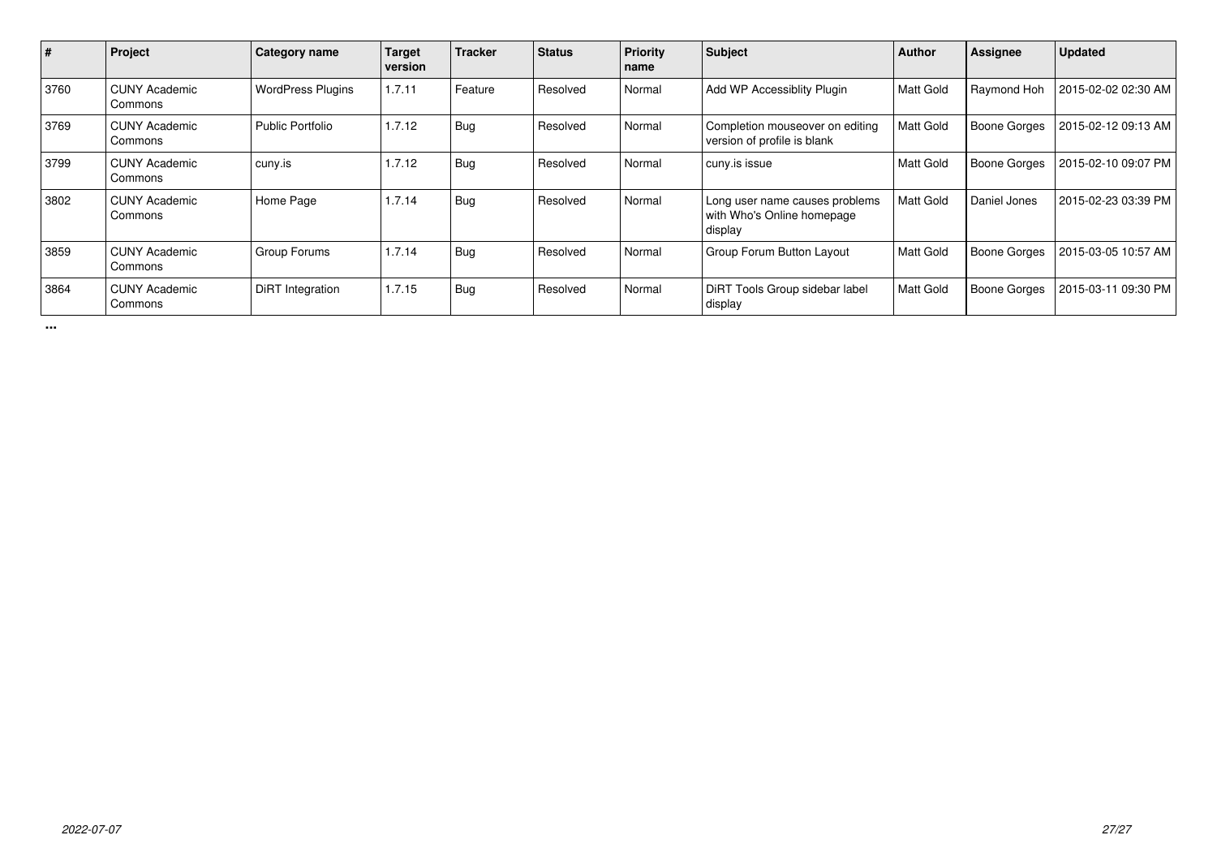| # | Project | Category name | Target version | Tracker | Status | Priority name | Subject | Author | Assignee | Updated |
|---|---|---|---|---|---|---|---|---|---|---|
| 3760 | CUNY Academic Commons | WordPress Plugins | 1.7.11 | Feature | Resolved | Normal | Add WP Accessiblity Plugin | Matt Gold | Raymond Hoh | 2015-02-02 02:30 AM |
| 3769 | CUNY Academic Commons | Public Portfolio | 1.7.12 | Bug | Resolved | Normal | Completion mouseover on editing version of profile is blank | Matt Gold | Boone Gorges | 2015-02-12 09:13 AM |
| 3799 | CUNY Academic Commons | cuny.is | 1.7.12 | Bug | Resolved | Normal | cuny.is issue | Matt Gold | Boone Gorges | 2015-02-10 09:07 PM |
| 3802 | CUNY Academic Commons | Home Page | 1.7.14 | Bug | Resolved | Normal | Long user name causes problems with Who's Online homepage display | Matt Gold | Daniel Jones | 2015-02-23 03:39 PM |
| 3859 | CUNY Academic Commons | Group Forums | 1.7.14 | Bug | Resolved | Normal | Group Forum Button Layout | Matt Gold | Boone Gorges | 2015-03-05 10:57 AM |
| 3864 | CUNY Academic Commons | DiRT Integration | 1.7.15 | Bug | Resolved | Normal | DiRT Tools Group sidebar label display | Matt Gold | Boone Gorges | 2015-03-11 09:30 PM |

...